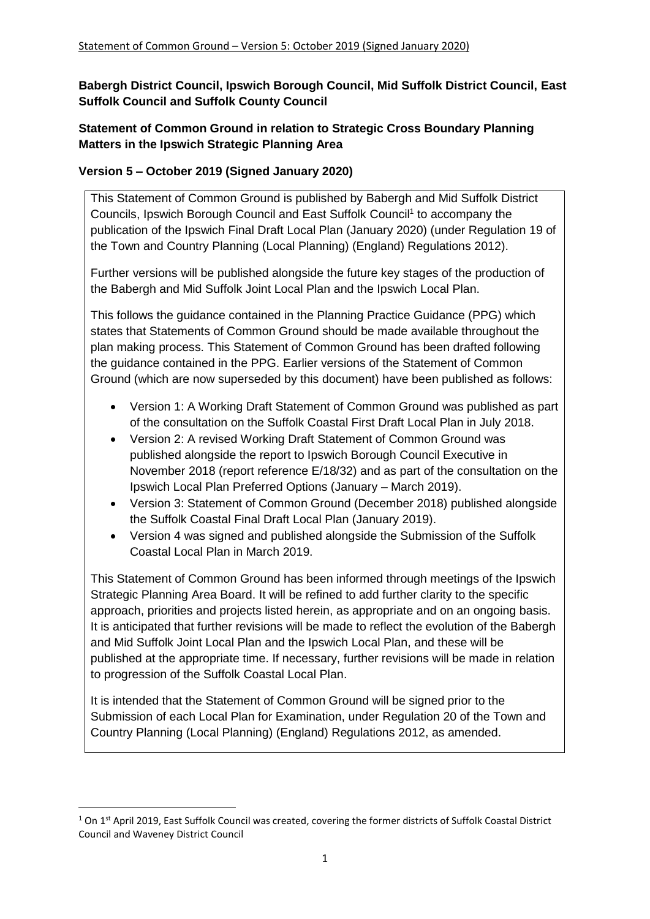**Babergh District Council, Ipswich Borough Council, Mid Suffolk District Council, East Suffolk Council and Suffolk County Council**

**Statement of Common Ground in relation to Strategic Cross Boundary Planning Matters in the Ipswich Strategic Planning Area**

**Version 5 – October 2019 (Signed January 2020)**

This Statement of Common Ground is published by Babergh and Mid Suffolk District Councils, Ipswich Borough Council and East Suffolk Council[1] to accompany the publication of the Ipswich Final Draft Local Plan (January 2020) (under Regulation 19 of the Town and Country Planning (Local Planning) (England) Regulations 2012).

Further versions will be published alongside the future key stages of the production of the Babergh and Mid Suffolk Joint Local Plan and the Ipswich Local Plan.

This follows the guidance contained in the Planning Practice Guidance (PPG) which states that Statements of Common Ground should be made available throughout the plan making process. This Statement of Common Ground has been drafted following the guidance contained in the PPG. Earlier versions of the Statement of Common Ground (which are now superseded by this document) have been published as follows:

- Version 1: A Working Draft Statement of Common Ground was published as part of the consultation on the Suffolk Coastal First Draft Local Plan in July 2018.
- Version 2: A revised Working Draft Statement of Common Ground was published alongside the report to Ipswich Borough Council Executive in November 2018 (report reference E/18/32) and as part of the consultation on the Ipswich Local Plan Preferred Options (January – March 2019).
- Version 3: Statement of Common Ground (December 2018) published alongside the Suffolk Coastal Final Draft Local Plan (January 2019).
- Version 4 was signed and published alongside the Submission of the Suffolk Coastal Local Plan in March 2019.

This Statement of Common Ground has been informed through meetings of the Ipswich Strategic Planning Area Board. It will be refined to add further clarity to the specific approach, priorities and projects listed herein, as appropriate and on an ongoing basis. It is anticipated that further revisions will be made to reflect the evolution of the Babergh and Mid Suffolk Joint Local Plan and the Ipswich Local Plan, and these will be published at the appropriate time. If necessary, further revisions will be made in relation to progression of the Suffolk Coastal Local Plan.

It is intended that the Statement of Common Ground will be signed prior to the Submission of each Local Plan for Examination, under Regulation 20 of the Town and Country Planning (Local Planning) (England) Regulations 2012, as amended.

---

[1] On 1st April 2019, East Suffolk Council was created, covering the former districts of Suffolk Coastal District Council and Waveney District Council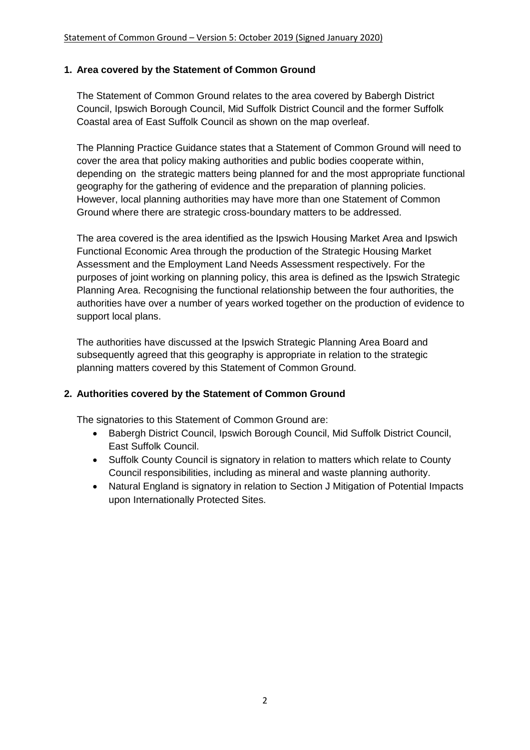## 1. Area covered by the Statement of Common Ground

The Statement of Common Ground relates to the area covered by Babergh District Council, Ipswich Borough Council, Mid Suffolk District Council and the former Suffolk Coastal area of East Suffolk Council as shown on the map overleaf.

The Planning Practice Guidance states that a Statement of Common Ground will need to cover the area that policy making authorities and public bodies cooperate within, depending on the strategic matters being planned for and the most appropriate functional geography for the gathering of evidence and the preparation of planning policies. However, local planning authorities may have more than one Statement of Common Ground where there are strategic cross-boundary matters to be addressed.

The area covered is the area identified as the Ipswich Housing Market Area and Ipswich Functional Economic Area through the production of the Strategic Housing Market Assessment and the Employment Land Needs Assessment respectively. For the purposes of joint working on planning policy, this area is defined as the Ipswich Strategic Planning Area. Recognising the functional relationship between the four authorities, the authorities have over a number of years worked together on the production of evidence to support local plans.

The authorities have discussed at the Ipswich Strategic Planning Area Board and subsequently agreed that this geography is appropriate in relation to the strategic planning matters covered by this Statement of Common Ground.

## 2. Authorities covered by the Statement of Common Ground

The signatories to this Statement of Common Ground are:

- Babergh District Council, Ipswich Borough Council, Mid Suffolk District Council, East Suffolk Council.
- Suffolk County Council is signatory in relation to matters which relate to County Council responsibilities, including as mineral and waste planning authority.
- Natural England is signatory in relation to Section J Mitigation of Potential Impacts upon Internationally Protected Sites.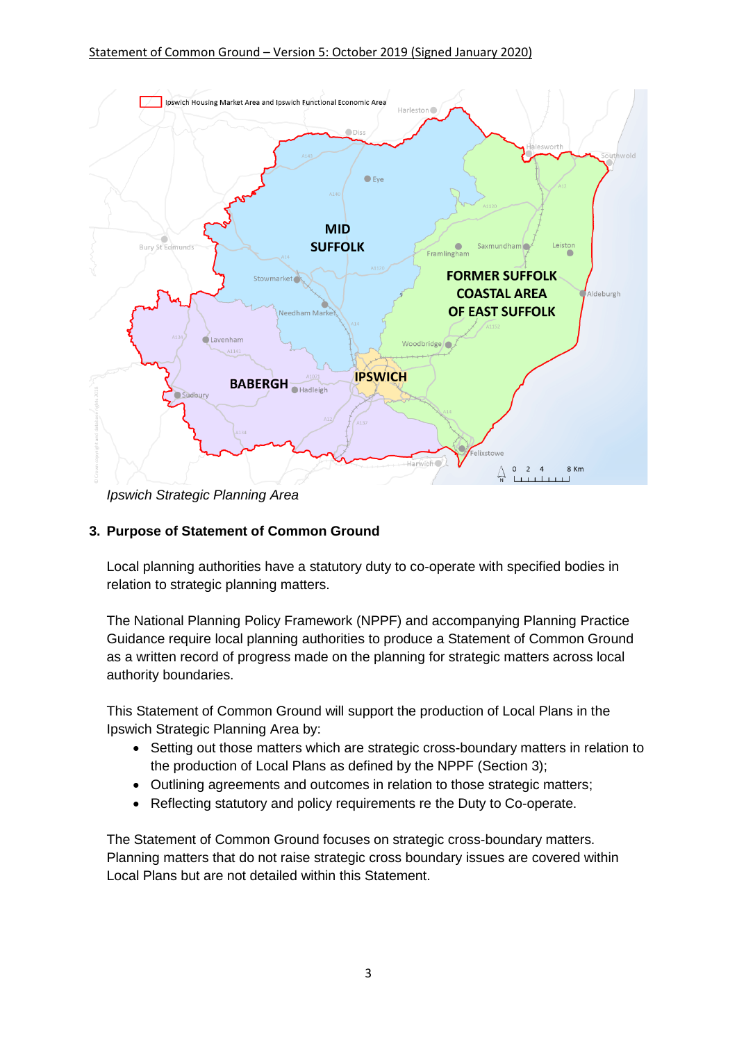*Ipswich Strategic Planning Area*

## 3. Purpose of Statement of Common Ground

Local planning authorities have a statutory duty to co-operate with specified bodies in relation to strategic planning matters.

The National Planning Policy Framework (NPPF) and accompanying Planning Practice Guidance require local planning authorities to produce a Statement of Common Ground as a written record of progress made on the planning for strategic matters across local authority boundaries.

This Statement of Common Ground will support the production of Local Plans in the Ipswich Strategic Planning Area by:

- Setting out those matters which are strategic cross-boundary matters in relation to the production of Local Plans as defined by the NPPF (Section 3);
- Outlining agreements and outcomes in relation to those strategic matters;
- Reflecting statutory and policy requirements re the Duty to Co-operate.

The Statement of Common Ground focuses on strategic cross-boundary matters. Planning matters that do not raise strategic cross boundary issues are covered within Local Plans but are not detailed within this Statement.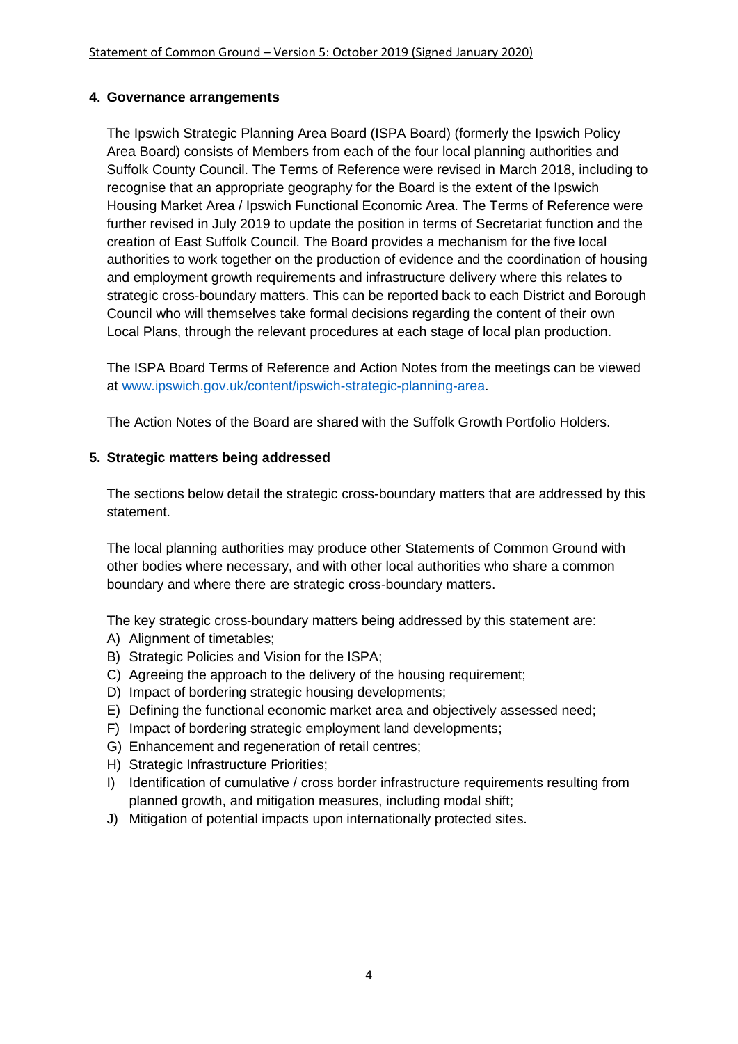## 4. Governance arrangements

The Ipswich Strategic Planning Area Board (ISPA Board) (formerly the Ipswich Policy Area Board) consists of Members from each of the four local planning authorities and Suffolk County Council. The Terms of Reference were revised in March 2018, including to recognise that an appropriate geography for the Board is the extent of the Ipswich Housing Market Area / Ipswich Functional Economic Area. The Terms of Reference were further revised in July 2019 to update the position in terms of Secretariat function and the creation of East Suffolk Council. The Board provides a mechanism for the five local authorities to work together on the production of evidence and the coordination of housing and employment growth requirements and infrastructure delivery where this relates to strategic cross-boundary matters. This can be reported back to each District and Borough Council who will themselves take formal decisions regarding the content of their own Local Plans, through the relevant procedures at each stage of local plan production.

The ISPA Board Terms of Reference and Action Notes from the meetings can be viewed at www.ipswich.gov.uk/content/ipswich-strategic-planning-area.

The Action Notes of the Board are shared with the Suffolk Growth Portfolio Holders.

## 5. Strategic matters being addressed

The sections below detail the strategic cross-boundary matters that are addressed by this statement.

The local planning authorities may produce other Statements of Common Ground with other bodies where necessary, and with other local authorities who share a common boundary and where there are strategic cross-boundary matters.

The key strategic cross-boundary matters being addressed by this statement are:

A) Alignment of timetables;
B) Strategic Policies and Vision for the ISPA;
C) Agreeing the approach to the delivery of the housing requirement;
D) Impact of bordering strategic housing developments;
E) Defining the functional economic market area and objectively assessed need;
F) Impact of bordering strategic employment land developments;
G) Enhancement and regeneration of retail centres;
H) Strategic Infrastructure Priorities;
I) Identification of cumulative / cross border infrastructure requirements resulting from planned growth, and mitigation measures, including modal shift;
J) Mitigation of potential impacts upon internationally protected sites.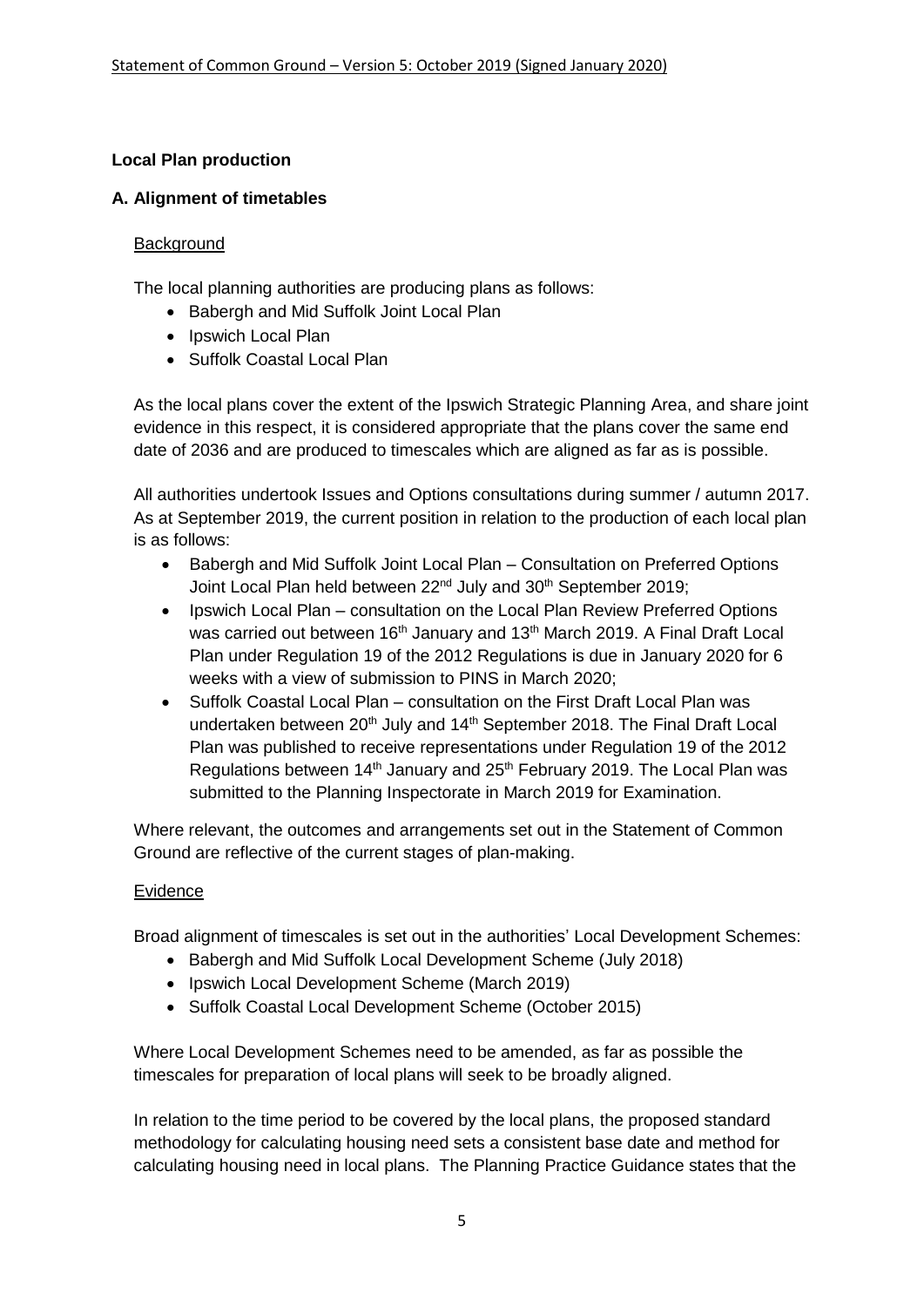## Local Plan production

### A. Alignment of timetables

Background

The local planning authorities are producing plans as follows:

- Babergh and Mid Suffolk Joint Local Plan
- Ipswich Local Plan
- Suffolk Coastal Local Plan

As the local plans cover the extent of the Ipswich Strategic Planning Area, and share joint evidence in this respect, it is considered appropriate that the plans cover the same end date of 2036 and are produced to timescales which are aligned as far as is possible.

All authorities undertook Issues and Options consultations during summer / autumn 2017. As at September 2019, the current position in relation to the production of each local plan is as follows:

- Babergh and Mid Suffolk Joint Local Plan – Consultation on Preferred Options Joint Local Plan held between 22nd July and 30th September 2019;
- Ipswich Local Plan – consultation on the Local Plan Review Preferred Options was carried out between 16th January and 13th March 2019. A Final Draft Local Plan under Regulation 19 of the 2012 Regulations is due in January 2020 for 6 weeks with a view of submission to PINS in March 2020;
- Suffolk Coastal Local Plan – consultation on the First Draft Local Plan was undertaken between 20th July and 14th September 2018. The Final Draft Local Plan was published to receive representations under Regulation 19 of the 2012 Regulations between 14th January and 25th February 2019. The Local Plan was submitted to the Planning Inspectorate in March 2019 for Examination.

Where relevant, the outcomes and arrangements set out in the Statement of Common Ground are reflective of the current stages of plan-making.

Evidence

Broad alignment of timescales is set out in the authorities' Local Development Schemes:

- Babergh and Mid Suffolk Local Development Scheme (July 2018)
- Ipswich Local Development Scheme (March 2019)
- Suffolk Coastal Local Development Scheme (October 2015)

Where Local Development Schemes need to be amended, as far as possible the timescales for preparation of local plans will seek to be broadly aligned.

In relation to the time period to be covered by the local plans, the proposed standard methodology for calculating housing need sets a consistent base date and method for calculating housing need in local plans. The Planning Practice Guidance states that the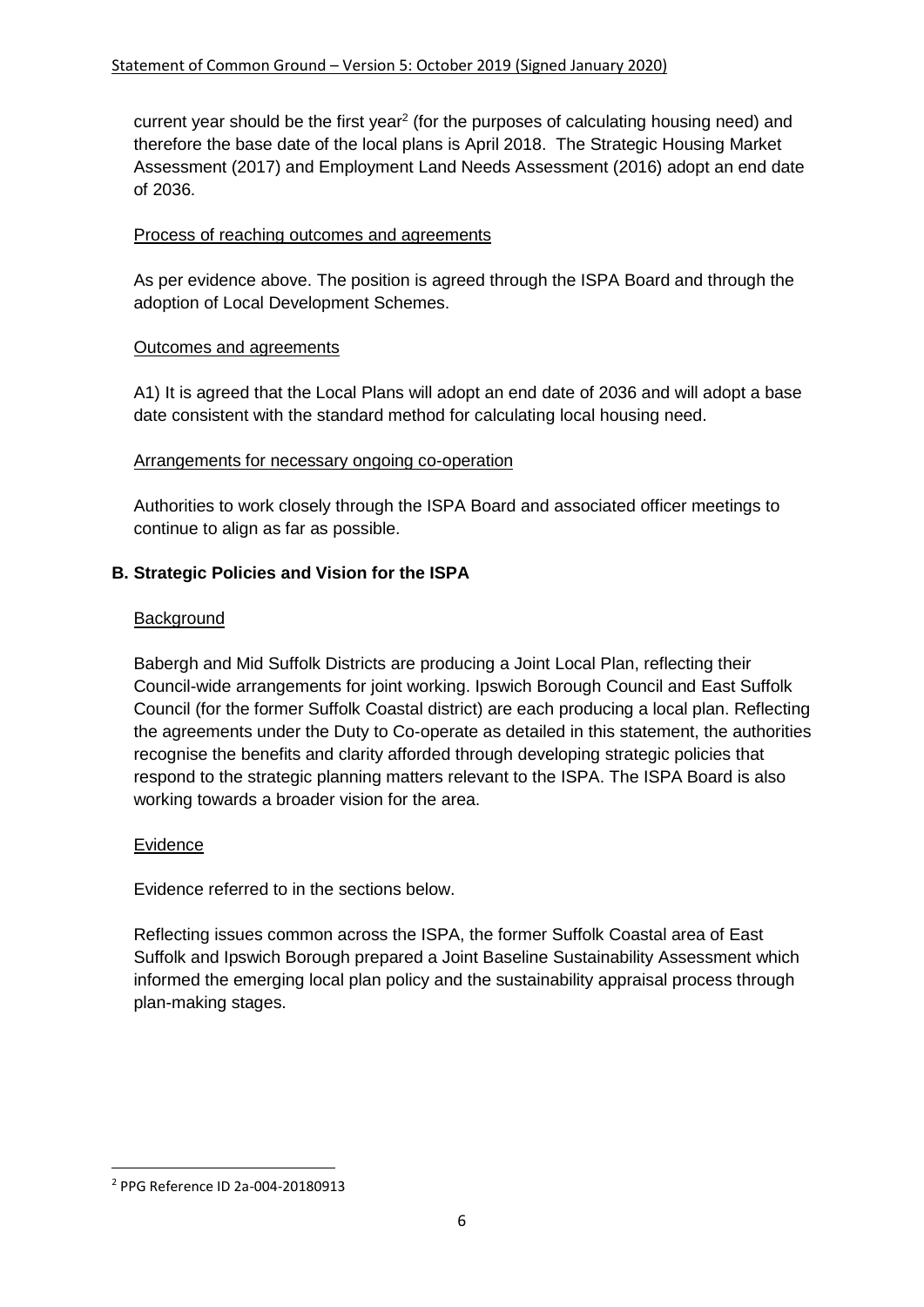current year should be the first year[2] (for the purposes of calculating housing need) and therefore the base date of the local plans is April 2018. The Strategic Housing Market Assessment (2017) and Employment Land Needs Assessment (2016) adopt an end date of 2036.

Process of reaching outcomes and agreements

As per evidence above. The position is agreed through the ISPA Board and through the adoption of Local Development Schemes.

Outcomes and agreements

A1) It is agreed that the Local Plans will adopt an end date of 2036 and will adopt a base date consistent with the standard method for calculating local housing need.

Arrangements for necessary ongoing co-operation

Authorities to work closely through the ISPA Board and associated officer meetings to continue to align as far as possible.

**B. Strategic Policies and Vision for the ISPA**

Background

Babergh and Mid Suffolk Districts are producing a Joint Local Plan, reflecting their Council-wide arrangements for joint working. Ipswich Borough Council and East Suffolk Council (for the former Suffolk Coastal district) are each producing a local plan. Reflecting the agreements under the Duty to Co-operate as detailed in this statement, the authorities recognise the benefits and clarity afforded through developing strategic policies that respond to the strategic planning matters relevant to the ISPA. The ISPA Board is also working towards a broader vision for the area.

Evidence

Evidence referred to in the sections below.

Reflecting issues common across the ISPA, the former Suffolk Coastal area of East Suffolk and Ipswich Borough prepared a Joint Baseline Sustainability Assessment which informed the emerging local plan policy and the sustainability appraisal process through plan-making stages.

[2] PPG Reference ID 2a-004-20180913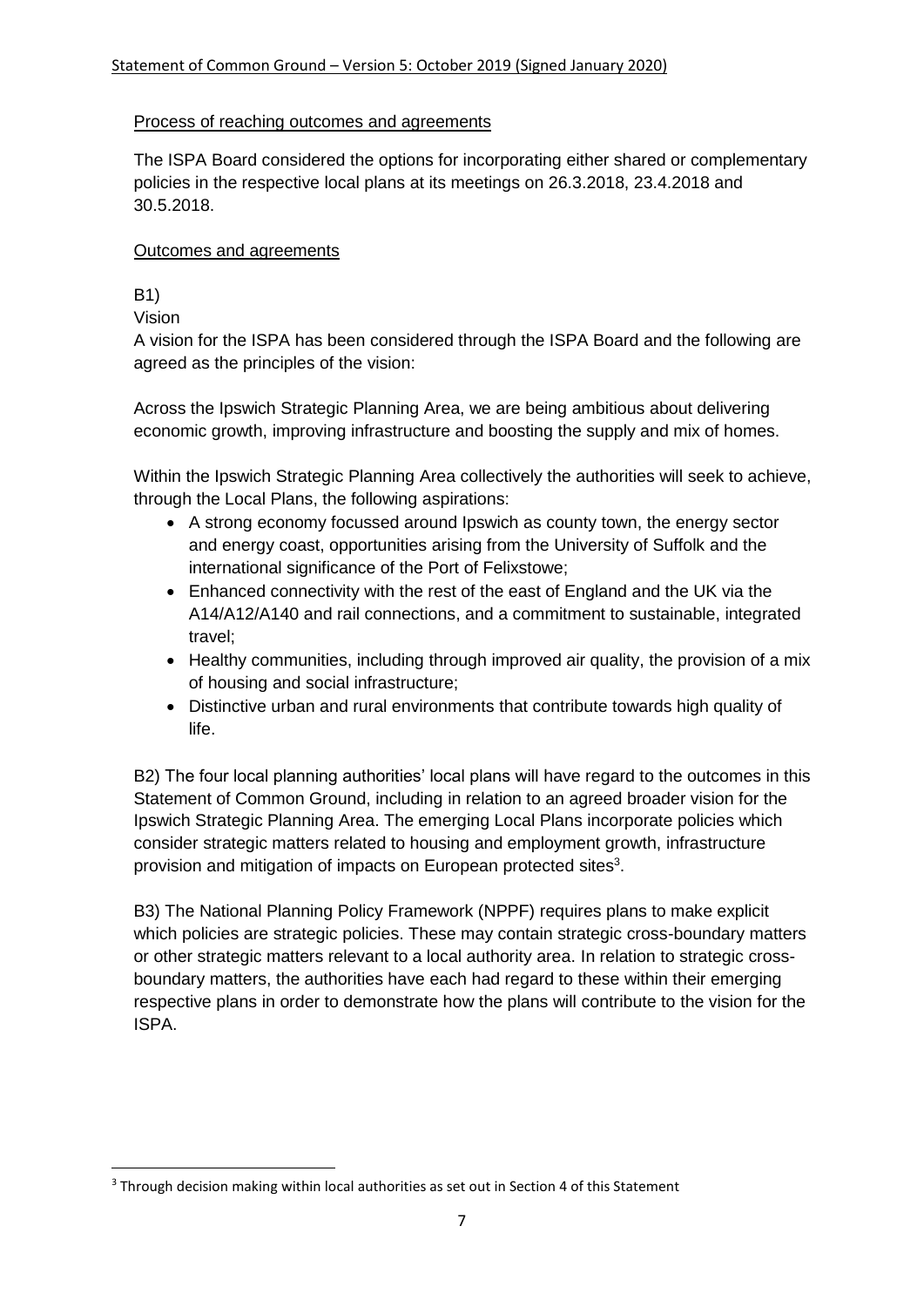Process of reaching outcomes and agreements

The ISPA Board considered the options for incorporating either shared or complementary policies in the respective local plans at its meetings on 26.3.2018, 23.4.2018 and 30.5.2018.

Outcomes and agreements

B1)

Vision

A vision for the ISPA has been considered through the ISPA Board and the following are agreed as the principles of the vision:

Across the Ipswich Strategic Planning Area, we are being ambitious about delivering economic growth, improving infrastructure and boosting the supply and mix of homes.

Within the Ipswich Strategic Planning Area collectively the authorities will seek to achieve, through the Local Plans, the following aspirations:

- A strong economy focussed around Ipswich as county town, the energy sector and energy coast, opportunities arising from the University of Suffolk and the international significance of the Port of Felixstowe;
- Enhanced connectivity with the rest of the east of England and the UK via the A14/A12/A140 and rail connections, and a commitment to sustainable, integrated travel;
- Healthy communities, including through improved air quality, the provision of a mix of housing and social infrastructure;
- Distinctive urban and rural environments that contribute towards high quality of life.

B2) The four local planning authorities' local plans will have regard to the outcomes in this Statement of Common Ground, including in relation to an agreed broader vision for the Ipswich Strategic Planning Area. The emerging Local Plans incorporate policies which consider strategic matters related to housing and employment growth, infrastructure provision and mitigation of impacts on European protected sites[3].

B3) The National Planning Policy Framework (NPPF) requires plans to make explicit which policies are strategic policies. These may contain strategic cross-boundary matters or other strategic matters relevant to a local authority area. In relation to strategic cross-boundary matters, the authorities have each had regard to these within their emerging respective plans in order to demonstrate how the plans will contribute to the vision for the ISPA.

[3] Through decision making within local authorities as set out in Section 4 of this Statement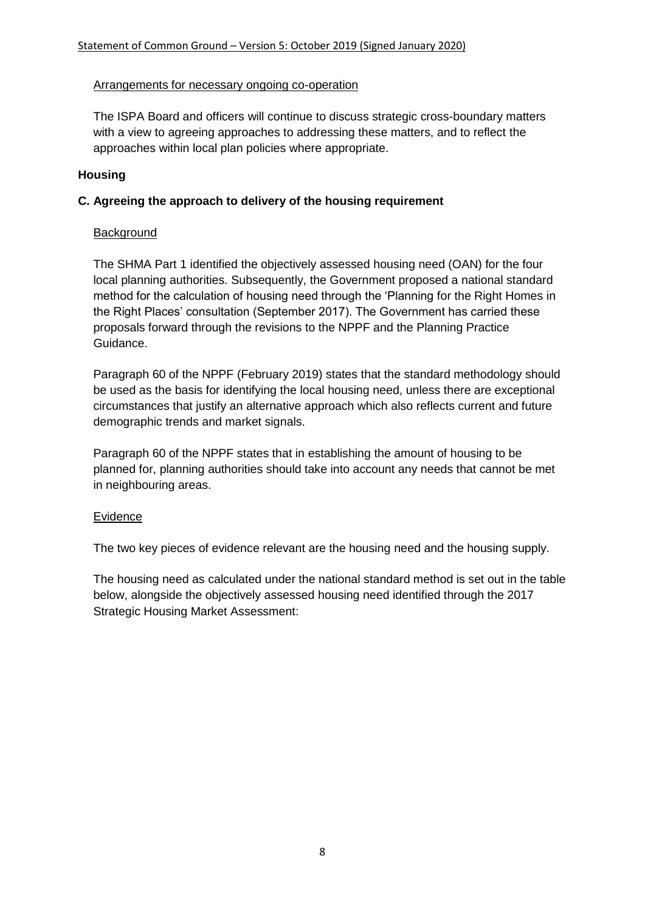Arrangements for necessary ongoing co-operation

The ISPA Board and officers will continue to discuss strategic cross-boundary matters with a view to agreeing approaches to addressing these matters, and to reflect the approaches within local plan policies where appropriate.

## Housing

### C. Agreeing the approach to delivery of the housing requirement

Background

The SHMA Part 1 identified the objectively assessed housing need (OAN) for the four local planning authorities. Subsequently, the Government proposed a national standard method for the calculation of housing need through the 'Planning for the Right Homes in the Right Places' consultation (September 2017). The Government has carried these proposals forward through the revisions to the NPPF and the Planning Practice Guidance.

Paragraph 60 of the NPPF (February 2019) states that the standard methodology should be used as the basis for identifying the local housing need, unless there are exceptional circumstances that justify an alternative approach which also reflects current and future demographic trends and market signals.

Paragraph 60 of the NPPF states that in establishing the amount of housing to be planned for, planning authorities should take into account any needs that cannot be met in neighbouring areas.

Evidence

The two key pieces of evidence relevant are the housing need and the housing supply.

The housing need as calculated under the national standard method is set out in the table below, alongside the objectively assessed housing need identified through the 2017 Strategic Housing Market Assessment: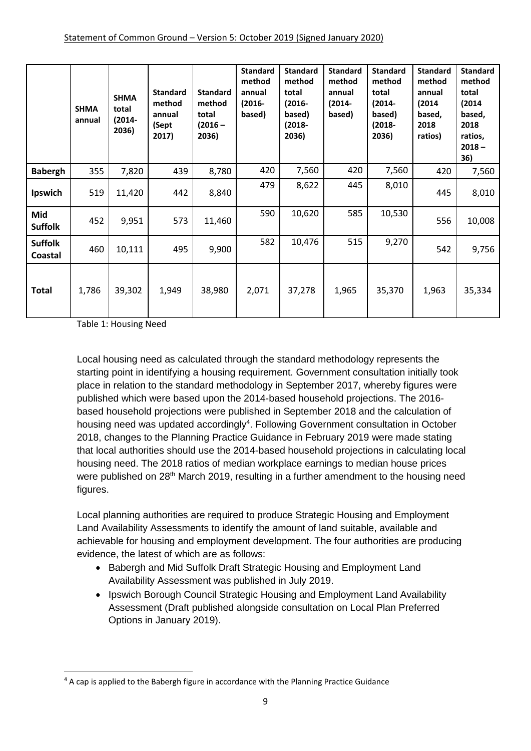| | SHMA annual | SHMA total (2014-2036) | Standard method annual (Sept 2017) | Standard method total (2016 – 2036) | Standard method annual (2016-based) | Standard method total (2016-based) (2018-2036) | Standard method annual (2014-based) | Standard method total (2014-based) (2018-2036) | Standard method annual (2014 based, 2018 ratios) | Standard method total (2014 based, 2018 ratios, 2018 – 36) |
|---|---|---|---|---|---|---|---|---|---|---|
| **Babergh** | 355 | 7,820 | 439 | 8,780 | 420 | 7,560 | 420 | 7,560 | 420 | 7,560 |
| **Ipswich** | 519 | 11,420 | 442 | 8,840 | 479 | 8,622 | 445 | 8,010 | 445 | 8,010 |
| **Mid Suffolk** | 452 | 9,951 | 573 | 11,460 | 590 | 10,620 | 585 | 10,530 | 556 | 10,008 |
| **Suffolk Coastal** | 460 | 10,111 | 495 | 9,900 | 582 | 10,476 | 515 | 9,270 | 542 | 9,756 |
| **Total** | 1,786 | 39,302 | 1,949 | 38,980 | 2,071 | 37,278 | 1,965 | 35,370 | 1,963 | 35,334 |

Table 1: Housing Need

Local housing need as calculated through the standard methodology represents the starting point in identifying a housing requirement. Government consultation initially took place in relation to the standard methodology in September 2017, whereby figures were published which were based upon the 2014-based household projections. The 2016-based household projections were published in September 2018 and the calculation of housing need was updated accordingly[4]. Following Government consultation in October 2018, changes to the Planning Practice Guidance in February 2019 were made stating that local authorities should use the 2014-based household projections in calculating local housing need. The 2018 ratios of median workplace earnings to median house prices were published on 28th March 2019, resulting in a further amendment to the housing need figures.

Local planning authorities are required to produce Strategic Housing and Employment Land Availability Assessments to identify the amount of land suitable, available and achievable for housing and employment development. The four authorities are producing evidence, the latest of which are as follows:

- Babergh and Mid Suffolk Draft Strategic Housing and Employment Land Availability Assessment was published in July 2019.
- Ipswich Borough Council Strategic Housing and Employment Land Availability Assessment (Draft published alongside consultation on Local Plan Preferred Options in January 2019).

[4] A cap is applied to the Babergh figure in accordance with the Planning Practice Guidance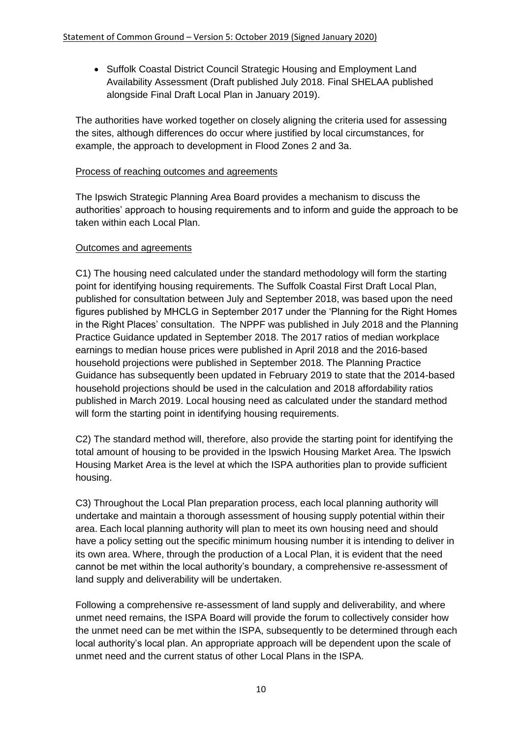- Suffolk Coastal District Council Strategic Housing and Employment Land Availability Assessment (Draft published July 2018. Final SHELAA published alongside Final Draft Local Plan in January 2019).

The authorities have worked together on closely aligning the criteria used for assessing the sites, although differences do occur where justified by local circumstances, for example, the approach to development in Flood Zones 2 and 3a.

Process of reaching outcomes and agreements

The Ipswich Strategic Planning Area Board provides a mechanism to discuss the authorities' approach to housing requirements and to inform and guide the approach to be taken within each Local Plan.

Outcomes and agreements

C1) The housing need calculated under the standard methodology will form the starting point for identifying housing requirements. The Suffolk Coastal First Draft Local Plan, published for consultation between July and September 2018, was based upon the need figures published by MHCLG in September 2017 under the 'Planning for the Right Homes in the Right Places' consultation. The NPPF was published in July 2018 and the Planning Practice Guidance updated in September 2018. The 2017 ratios of median workplace earnings to median house prices were published in April 2018 and the 2016-based household projections were published in September 2018. The Planning Practice Guidance has subsequently been updated in February 2019 to state that the 2014-based household projections should be used in the calculation and 2018 affordability ratios published in March 2019. Local housing need as calculated under the standard method will form the starting point in identifying housing requirements.

C2) The standard method will, therefore, also provide the starting point for identifying the total amount of housing to be provided in the Ipswich Housing Market Area. The Ipswich Housing Market Area is the level at which the ISPA authorities plan to provide sufficient housing.

C3) Throughout the Local Plan preparation process, each local planning authority will undertake and maintain a thorough assessment of housing supply potential within their area. Each local planning authority will plan to meet its own housing need and should have a policy setting out the specific minimum housing number it is intending to deliver in its own area. Where, through the production of a Local Plan, it is evident that the need cannot be met within the local authority's boundary, a comprehensive re-assessment of land supply and deliverability will be undertaken.

Following a comprehensive re-assessment of land supply and deliverability, and where unmet need remains, the ISPA Board will provide the forum to collectively consider how the unmet need can be met within the ISPA, subsequently to be determined through each local authority's local plan. An appropriate approach will be dependent upon the scale of unmet need and the current status of other Local Plans in the ISPA.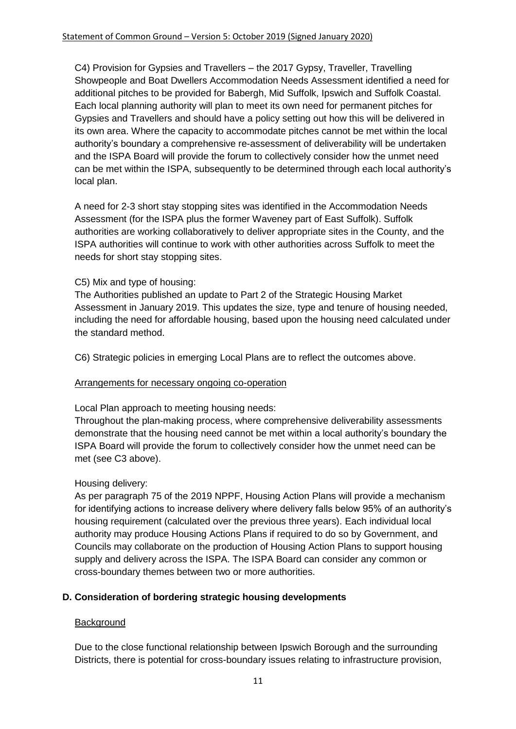C4) Provision for Gypsies and Travellers – the 2017 Gypsy, Traveller, Travelling Showpeople and Boat Dwellers Accommodation Needs Assessment identified a need for additional pitches to be provided for Babergh, Mid Suffolk, Ipswich and Suffolk Coastal. Each local planning authority will plan to meet its own need for permanent pitches for Gypsies and Travellers and should have a policy setting out how this will be delivered in its own area. Where the capacity to accommodate pitches cannot be met within the local authority's boundary a comprehensive re-assessment of deliverability will be undertaken and the ISPA Board will provide the forum to collectively consider how the unmet need can be met within the ISPA, subsequently to be determined through each local authority's local plan.

A need for 2-3 short stay stopping sites was identified in the Accommodation Needs Assessment (for the ISPA plus the former Waveney part of East Suffolk). Suffolk authorities are working collaboratively to deliver appropriate sites in the County, and the ISPA authorities will continue to work with other authorities across Suffolk to meet the needs for short stay stopping sites.

C5) Mix and type of housing:
The Authorities published an update to Part 2 of the Strategic Housing Market Assessment in January 2019. This updates the size, type and tenure of housing needed, including the need for affordable housing, based upon the housing need calculated under the standard method.

C6) Strategic policies in emerging Local Plans are to reflect the outcomes above.

Arrangements for necessary ongoing co-operation

Local Plan approach to meeting housing needs:
Throughout the plan-making process, where comprehensive deliverability assessments demonstrate that the housing need cannot be met within a local authority's boundary the ISPA Board will provide the forum to collectively consider how the unmet need can be met (see C3 above).

Housing delivery:
As per paragraph 75 of the 2019 NPPF, Housing Action Plans will provide a mechanism for identifying actions to increase delivery where delivery falls below 95% of an authority's housing requirement (calculated over the previous three years). Each individual local authority may produce Housing Actions Plans if required to do so by Government, and Councils may collaborate on the production of Housing Action Plans to support housing supply and delivery across the ISPA. The ISPA Board can consider any common or cross-boundary themes between two or more authorities.

## D. Consideration of bordering strategic housing developments

Background

Due to the close functional relationship between Ipswich Borough and the surrounding Districts, there is potential for cross-boundary issues relating to infrastructure provision,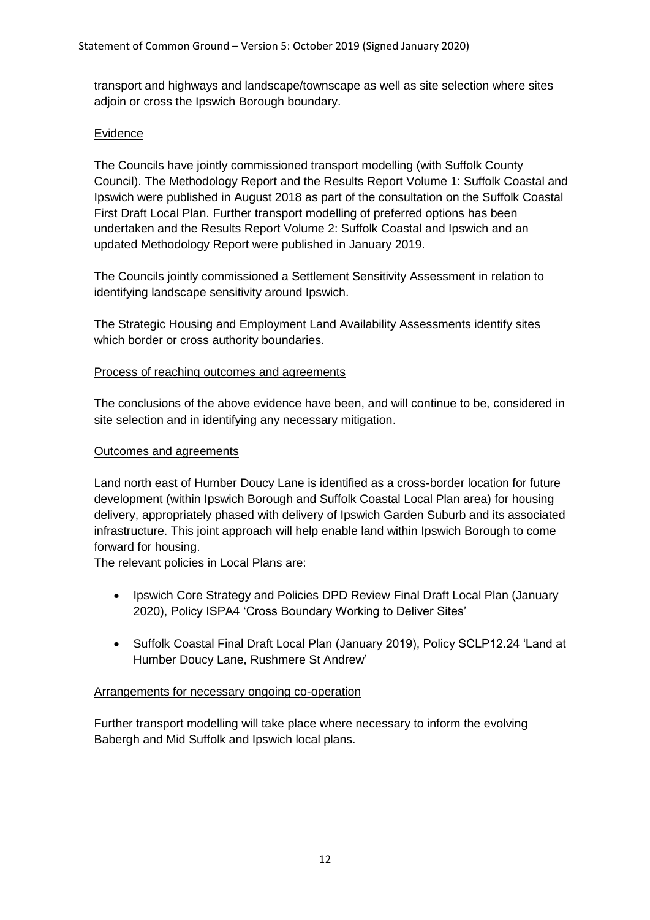transport and highways and landscape/townscape as well as site selection where sites adjoin or cross the Ipswich Borough boundary.

Evidence

The Councils have jointly commissioned transport modelling (with Suffolk County Council). The Methodology Report and the Results Report Volume 1: Suffolk Coastal and Ipswich were published in August 2018 as part of the consultation on the Suffolk Coastal First Draft Local Plan. Further transport modelling of preferred options has been undertaken and the Results Report Volume 2: Suffolk Coastal and Ipswich and an updated Methodology Report were published in January 2019.

The Councils jointly commissioned a Settlement Sensitivity Assessment in relation to identifying landscape sensitivity around Ipswich.

The Strategic Housing and Employment Land Availability Assessments identify sites which border or cross authority boundaries.

Process of reaching outcomes and agreements

The conclusions of the above evidence have been, and will continue to be, considered in site selection and in identifying any necessary mitigation.

Outcomes and agreements

Land north east of Humber Doucy Lane is identified as a cross-border location for future development (within Ipswich Borough and Suffolk Coastal Local Plan area) for housing delivery, appropriately phased with delivery of Ipswich Garden Suburb and its associated infrastructure. This joint approach will help enable land within Ipswich Borough to come forward for housing.

The relevant policies in Local Plans are:

- Ipswich Core Strategy and Policies DPD Review Final Draft Local Plan (January 2020), Policy ISPA4 'Cross Boundary Working to Deliver Sites'
- Suffolk Coastal Final Draft Local Plan (January 2019), Policy SCLP12.24 'Land at Humber Doucy Lane, Rushmere St Andrew'

Arrangements for necessary ongoing co-operation

Further transport modelling will take place where necessary to inform the evolving Babergh and Mid Suffolk and Ipswich local plans.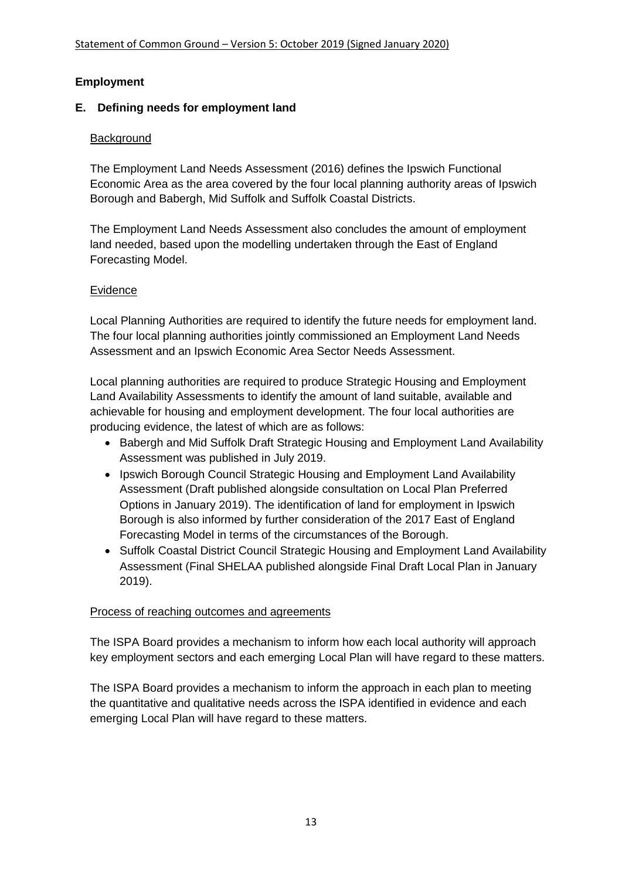## Employment

### E. Defining needs for employment land

Background

The Employment Land Needs Assessment (2016) defines the Ipswich Functional Economic Area as the area covered by the four local planning authority areas of Ipswich Borough and Babergh, Mid Suffolk and Suffolk Coastal Districts.

The Employment Land Needs Assessment also concludes the amount of employment land needed, based upon the modelling undertaken through the East of England Forecasting Model.

Evidence

Local Planning Authorities are required to identify the future needs for employment land. The four local planning authorities jointly commissioned an Employment Land Needs Assessment and an Ipswich Economic Area Sector Needs Assessment.

Local planning authorities are required to produce Strategic Housing and Employment Land Availability Assessments to identify the amount of land suitable, available and achievable for housing and employment development. The four local authorities are producing evidence, the latest of which are as follows:

- Babergh and Mid Suffolk Draft Strategic Housing and Employment Land Availability Assessment was published in July 2019.
- Ipswich Borough Council Strategic Housing and Employment Land Availability Assessment (Draft published alongside consultation on Local Plan Preferred Options in January 2019). The identification of land for employment in Ipswich Borough is also informed by further consideration of the 2017 East of England Forecasting Model in terms of the circumstances of the Borough.
- Suffolk Coastal District Council Strategic Housing and Employment Land Availability Assessment (Final SHELAA published alongside Final Draft Local Plan in January 2019).

Process of reaching outcomes and agreements

The ISPA Board provides a mechanism to inform how each local authority will approach key employment sectors and each emerging Local Plan will have regard to these matters.

The ISPA Board provides a mechanism to inform the approach in each plan to meeting the quantitative and qualitative needs across the ISPA identified in evidence and each emerging Local Plan will have regard to these matters.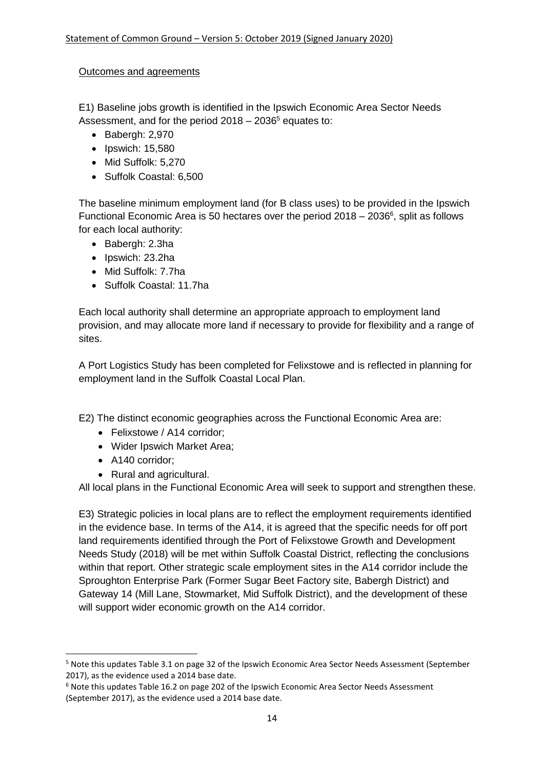Outcomes and agreements

E1) Baseline jobs growth is identified in the Ipswich Economic Area Sector Needs Assessment, and for the period 2018 – 2036[5] equates to:

- Babergh: 2,970
- Ipswich: 15,580
- Mid Suffolk: 5,270
- Suffolk Coastal: 6,500

The baseline minimum employment land (for B class uses) to be provided in the Ipswich Functional Economic Area is 50 hectares over the period 2018 – 2036[6], split as follows for each local authority:

- Babergh: 2.3ha
- Ipswich: 23.2ha
- Mid Suffolk: 7.7ha
- Suffolk Coastal: 11.7ha

Each local authority shall determine an appropriate approach to employment land provision, and may allocate more land if necessary to provide for flexibility and a range of sites.

A Port Logistics Study has been completed for Felixstowe and is reflected in planning for employment land in the Suffolk Coastal Local Plan.

E2) The distinct economic geographies across the Functional Economic Area are:

- Felixstowe / A14 corridor;
- Wider Ipswich Market Area;
- A140 corridor;
- Rural and agricultural.

All local plans in the Functional Economic Area will seek to support and strengthen these.

E3) Strategic policies in local plans are to reflect the employment requirements identified in the evidence base. In terms of the A14, it is agreed that the specific needs for off port land requirements identified through the Port of Felixstowe Growth and Development Needs Study (2018) will be met within Suffolk Coastal District, reflecting the conclusions within that report. Other strategic scale employment sites in the A14 corridor include the Sproughton Enterprise Park (Former Sugar Beet Factory site, Babergh District) and Gateway 14 (Mill Lane, Stowmarket, Mid Suffolk District), and the development of these will support wider economic growth on the A14 corridor.

[5] Note this updates Table 3.1 on page 32 of the Ipswich Economic Area Sector Needs Assessment (September 2017), as the evidence used a 2014 base date.

[6] Note this updates Table 16.2 on page 202 of the Ipswich Economic Area Sector Needs Assessment (September 2017), as the evidence used a 2014 base date.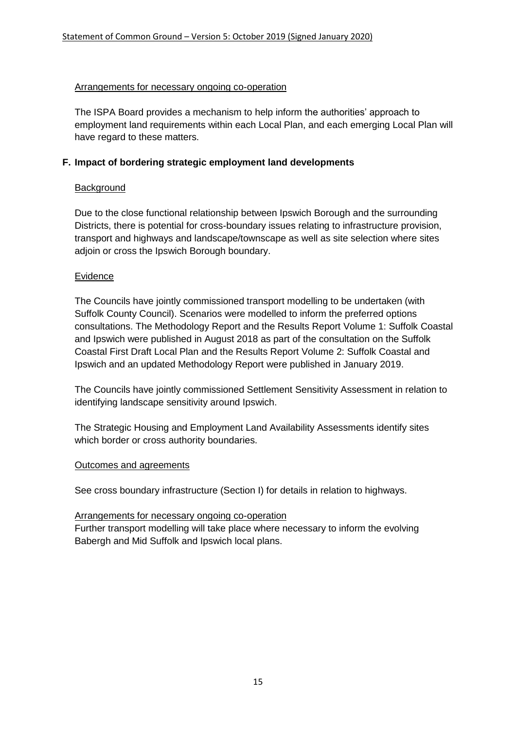Arrangements for necessary ongoing co-operation

The ISPA Board provides a mechanism to help inform the authorities' approach to employment land requirements within each Local Plan, and each emerging Local Plan will have regard to these matters.

## F. Impact of bordering strategic employment land developments

Background

Due to the close functional relationship between Ipswich Borough and the surrounding Districts, there is potential for cross-boundary issues relating to infrastructure provision, transport and highways and landscape/townscape as well as site selection where sites adjoin or cross the Ipswich Borough boundary.

Evidence

The Councils have jointly commissioned transport modelling to be undertaken (with Suffolk County Council). Scenarios were modelled to inform the preferred options consultations. The Methodology Report and the Results Report Volume 1: Suffolk Coastal and Ipswich were published in August 2018 as part of the consultation on the Suffolk Coastal First Draft Local Plan and the Results Report Volume 2: Suffolk Coastal and Ipswich and an updated Methodology Report were published in January 2019.

The Councils have jointly commissioned Settlement Sensitivity Assessment in relation to identifying landscape sensitivity around Ipswich.

The Strategic Housing and Employment Land Availability Assessments identify sites which border or cross authority boundaries.

Outcomes and agreements

See cross boundary infrastructure (Section I) for details in relation to highways.

Arrangements for necessary ongoing co-operation

Further transport modelling will take place where necessary to inform the evolving Babergh and Mid Suffolk and Ipswich local plans.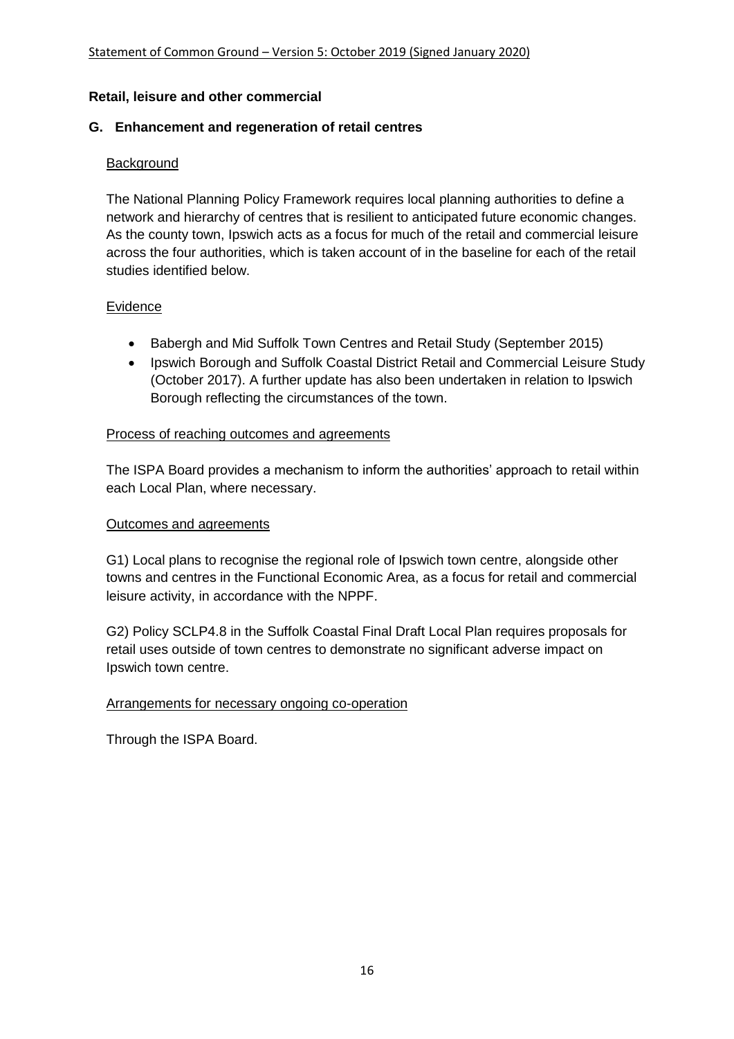**Retail, leisure and other commercial**

## G. Enhancement and regeneration of retail centres

Background

The National Planning Policy Framework requires local planning authorities to define a network and hierarchy of centres that is resilient to anticipated future economic changes. As the county town, Ipswich acts as a focus for much of the retail and commercial leisure across the four authorities, which is taken account of in the baseline for each of the retail studies identified below.

Evidence

- Babergh and Mid Suffolk Town Centres and Retail Study (September 2015)
- Ipswich Borough and Suffolk Coastal District Retail and Commercial Leisure Study (October 2017). A further update has also been undertaken in relation to Ipswich Borough reflecting the circumstances of the town.

Process of reaching outcomes and agreements

The ISPA Board provides a mechanism to inform the authorities' approach to retail within each Local Plan, where necessary.

Outcomes and agreements

G1) Local plans to recognise the regional role of Ipswich town centre, alongside other towns and centres in the Functional Economic Area, as a focus for retail and commercial leisure activity, in accordance with the NPPF.

G2) Policy SCLP4.8 in the Suffolk Coastal Final Draft Local Plan requires proposals for retail uses outside of town centres to demonstrate no significant adverse impact on Ipswich town centre.

Arrangements for necessary ongoing co-operation

Through the ISPA Board.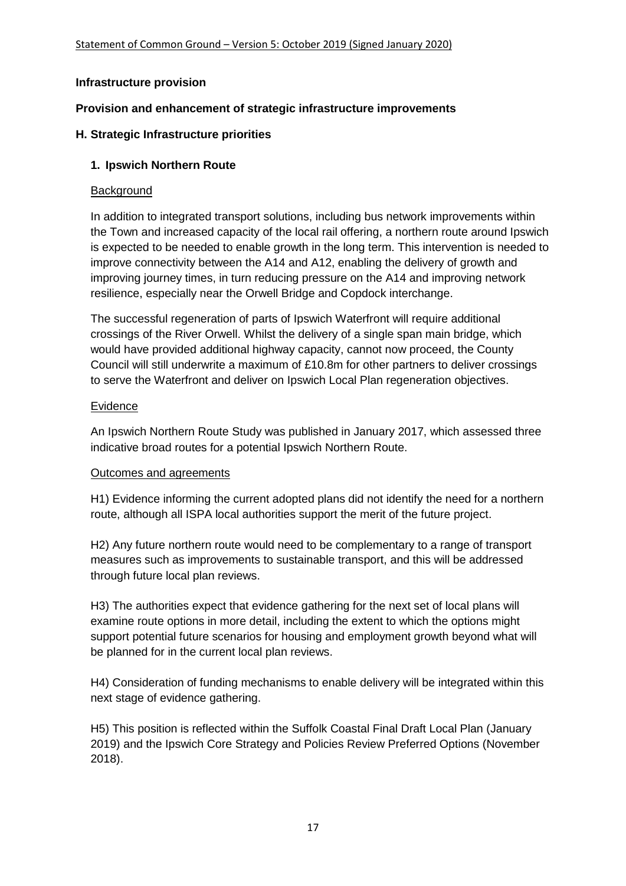**Infrastructure provision**

**Provision and enhancement of strategic infrastructure improvements**

**H. Strategic Infrastructure priorities**

**1. Ipswich Northern Route**

Background

In addition to integrated transport solutions, including bus network improvements within the Town and increased capacity of the local rail offering, a northern route around Ipswich is expected to be needed to enable growth in the long term. This intervention is needed to improve connectivity between the A14 and A12, enabling the delivery of growth and improving journey times, in turn reducing pressure on the A14 and improving network resilience, especially near the Orwell Bridge and Copdock interchange.

The successful regeneration of parts of Ipswich Waterfront will require additional crossings of the River Orwell. Whilst the delivery of a single span main bridge, which would have provided additional highway capacity, cannot now proceed, the County Council will still underwrite a maximum of £10.8m for other partners to deliver crossings to serve the Waterfront and deliver on Ipswich Local Plan regeneration objectives.

Evidence

An Ipswich Northern Route Study was published in January 2017, which assessed three indicative broad routes for a potential Ipswich Northern Route.

Outcomes and agreements

H1) Evidence informing the current adopted plans did not identify the need for a northern route, although all ISPA local authorities support the merit of the future project.

H2) Any future northern route would need to be complementary to a range of transport measures such as improvements to sustainable transport, and this will be addressed through future local plan reviews.

H3) The authorities expect that evidence gathering for the next set of local plans will examine route options in more detail, including the extent to which the options might support potential future scenarios for housing and employment growth beyond what will be planned for in the current local plan reviews.

H4) Consideration of funding mechanisms to enable delivery will be integrated within this next stage of evidence gathering.

H5) This position is reflected within the Suffolk Coastal Final Draft Local Plan (January 2019) and the Ipswich Core Strategy and Policies Review Preferred Options (November 2018).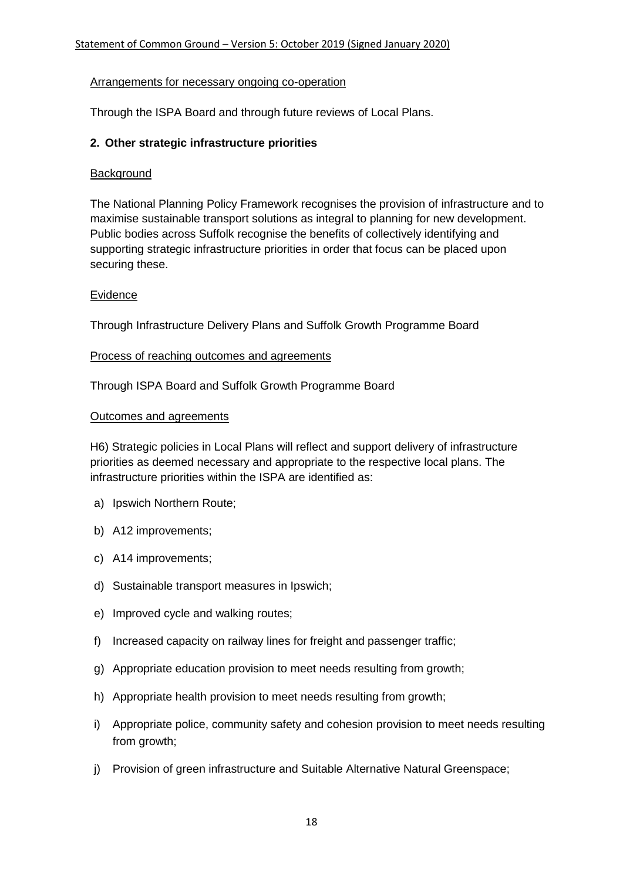Arrangements for necessary ongoing co-operation

Through the ISPA Board and through future reviews of Local Plans.

## 2. Other strategic infrastructure priorities

Background

The National Planning Policy Framework recognises the provision of infrastructure and to maximise sustainable transport solutions as integral to planning for new development. Public bodies across Suffolk recognise the benefits of collectively identifying and supporting strategic infrastructure priorities in order that focus can be placed upon securing these.

Evidence

Through Infrastructure Delivery Plans and Suffolk Growth Programme Board

Process of reaching outcomes and agreements

Through ISPA Board and Suffolk Growth Programme Board

Outcomes and agreements

H6) Strategic policies in Local Plans will reflect and support delivery of infrastructure priorities as deemed necessary and appropriate to the respective local plans. The infrastructure priorities within the ISPA are identified as:

a) Ipswich Northern Route;

b) A12 improvements;

c) A14 improvements;

d) Sustainable transport measures in Ipswich;

e) Improved cycle and walking routes;

f) Increased capacity on railway lines for freight and passenger traffic;

g) Appropriate education provision to meet needs resulting from growth;

h) Appropriate health provision to meet needs resulting from growth;

i) Appropriate police, community safety and cohesion provision to meet needs resulting from growth;

j) Provision of green infrastructure and Suitable Alternative Natural Greenspace;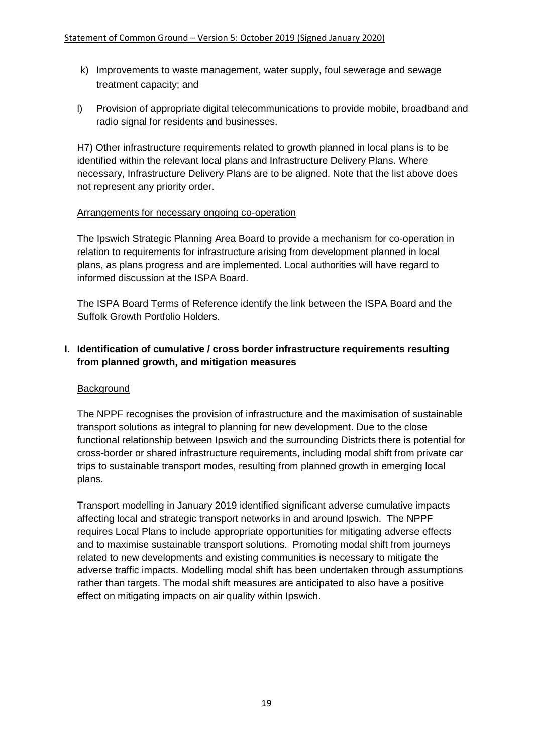k) Improvements to waste management, water supply, foul sewerage and sewage treatment capacity; and

l) Provision of appropriate digital telecommunications to provide mobile, broadband and radio signal for residents and businesses.

H7) Other infrastructure requirements related to growth planned in local plans is to be identified within the relevant local plans and Infrastructure Delivery Plans. Where necessary, Infrastructure Delivery Plans are to be aligned. Note that the list above does not represent any priority order.

Arrangements for necessary ongoing co-operation

The Ipswich Strategic Planning Area Board to provide a mechanism for co-operation in relation to requirements for infrastructure arising from development planned in local plans, as plans progress and are implemented. Local authorities will have regard to informed discussion at the ISPA Board.

The ISPA Board Terms of Reference identify the link between the ISPA Board and the Suffolk Growth Portfolio Holders.

## I. Identification of cumulative / cross border infrastructure requirements resulting from planned growth, and mitigation measures

Background

The NPPF recognises the provision of infrastructure and the maximisation of sustainable transport solutions as integral to planning for new development. Due to the close functional relationship between Ipswich and the surrounding Districts there is potential for cross-border or shared infrastructure requirements, including modal shift from private car trips to sustainable transport modes, resulting from planned growth in emerging local plans.

Transport modelling in January 2019 identified significant adverse cumulative impacts affecting local and strategic transport networks in and around Ipswich. The NPPF requires Local Plans to include appropriate opportunities for mitigating adverse effects and to maximise sustainable transport solutions. Promoting modal shift from journeys related to new developments and existing communities is necessary to mitigate the adverse traffic impacts. Modelling modal shift has been undertaken through assumptions rather than targets. The modal shift measures are anticipated to also have a positive effect on mitigating impacts on air quality within Ipswich.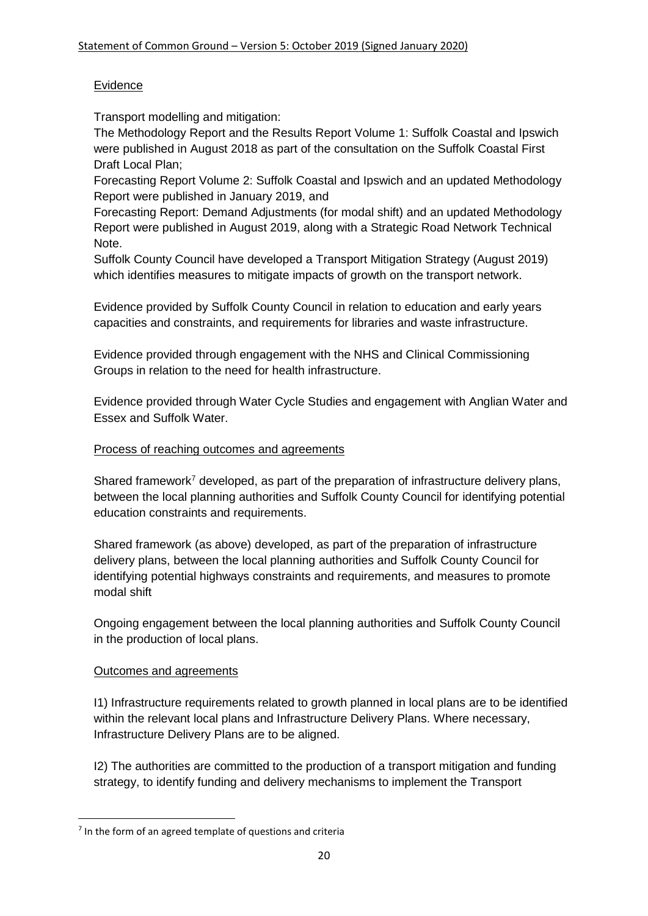Evidence

Transport modelling and mitigation:
The Methodology Report and the Results Report Volume 1: Suffolk Coastal and Ipswich were published in August 2018 as part of the consultation on the Suffolk Coastal First Draft Local Plan;
Forecasting Report Volume 2: Suffolk Coastal and Ipswich and an updated Methodology Report were published in January 2019, and
Forecasting Report: Demand Adjustments (for modal shift) and an updated Methodology Report were published in August 2019, along with a Strategic Road Network Technical Note.
Suffolk County Council have developed a Transport Mitigation Strategy (August 2019) which identifies measures to mitigate impacts of growth on the transport network.

Evidence provided by Suffolk County Council in relation to education and early years capacities and constraints, and requirements for libraries and waste infrastructure.

Evidence provided through engagement with the NHS and Clinical Commissioning Groups in relation to the need for health infrastructure.

Evidence provided through Water Cycle Studies and engagement with Anglian Water and Essex and Suffolk Water.

Process of reaching outcomes and agreements

Shared framework[7] developed, as part of the preparation of infrastructure delivery plans, between the local planning authorities and Suffolk County Council for identifying potential education constraints and requirements.

Shared framework (as above) developed, as part of the preparation of infrastructure delivery plans, between the local planning authorities and Suffolk County Council for identifying potential highways constraints and requirements, and measures to promote modal shift

Ongoing engagement between the local planning authorities and Suffolk County Council in the production of local plans.

Outcomes and agreements

I1) Infrastructure requirements related to growth planned in local plans are to be identified within the relevant local plans and Infrastructure Delivery Plans. Where necessary, Infrastructure Delivery Plans are to be aligned.

I2) The authorities are committed to the production of a transport mitigation and funding strategy, to identify funding and delivery mechanisms to implement the Transport

[7] In the form of an agreed template of questions and criteria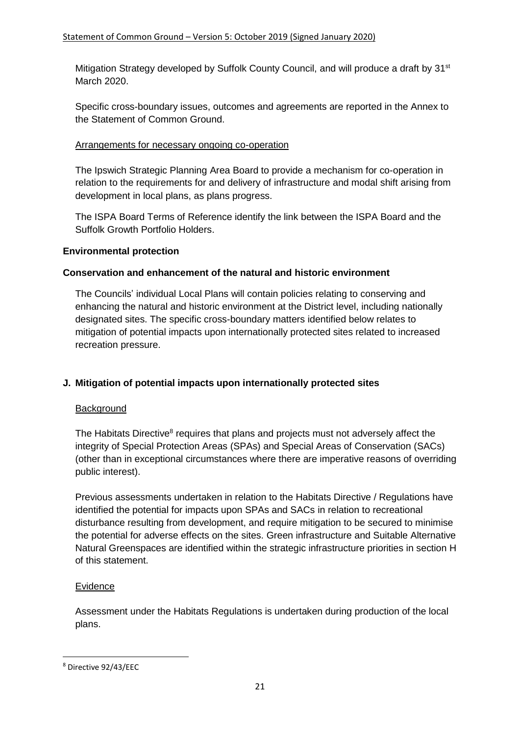Mitigation Strategy developed by Suffolk County Council, and will produce a draft by 31st March 2020.

Specific cross-boundary issues, outcomes and agreements are reported in the Annex to the Statement of Common Ground.

Arrangements for necessary ongoing co-operation

The Ipswich Strategic Planning Area Board to provide a mechanism for co-operation in relation to the requirements for and delivery of infrastructure and modal shift arising from development in local plans, as plans progress.

The ISPA Board Terms of Reference identify the link between the ISPA Board and the Suffolk Growth Portfolio Holders.

**Environmental protection**

**Conservation and enhancement of the natural and historic environment**

The Councils' individual Local Plans will contain policies relating to conserving and enhancing the natural and historic environment at the District level, including nationally designated sites. The specific cross-boundary matters identified below relates to mitigation of potential impacts upon internationally protected sites related to increased recreation pressure.

## J. Mitigation of potential impacts upon internationally protected sites

Background

The Habitats Directive[8] requires that plans and projects must not adversely affect the integrity of Special Protection Areas (SPAs) and Special Areas of Conservation (SACs) (other than in exceptional circumstances where there are imperative reasons of overriding public interest).

Previous assessments undertaken in relation to the Habitats Directive / Regulations have identified the potential for impacts upon SPAs and SACs in relation to recreational disturbance resulting from development, and require mitigation to be secured to minimise the potential for adverse effects on the sites. Green infrastructure and Suitable Alternative Natural Greenspaces are identified within the strategic infrastructure priorities in section H of this statement.

Evidence

Assessment under the Habitats Regulations is undertaken during production of the local plans.

[8] Directive 92/43/EEC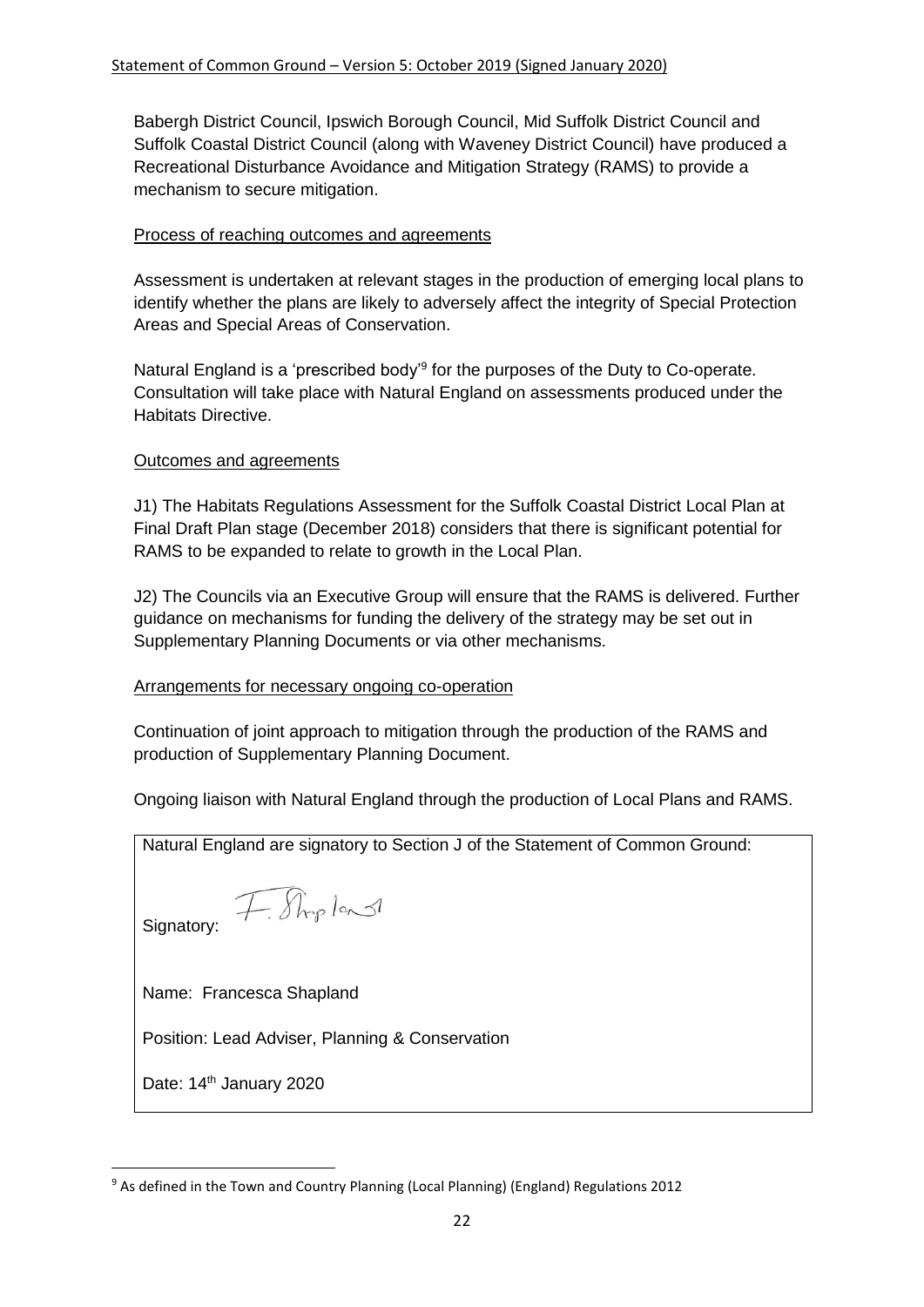Babergh District Council, Ipswich Borough Council, Mid Suffolk District Council and Suffolk Coastal District Council (along with Waveney District Council) have produced a Recreational Disturbance Avoidance and Mitigation Strategy (RAMS) to provide a mechanism to secure mitigation.

Process of reaching outcomes and agreements

Assessment is undertaken at relevant stages in the production of emerging local plans to identify whether the plans are likely to adversely affect the integrity of Special Protection Areas and Special Areas of Conservation.

Natural England is a 'prescribed body'[9] for the purposes of the Duty to Co-operate. Consultation will take place with Natural England on assessments produced under the Habitats Directive.

Outcomes and agreements

J1) The Habitats Regulations Assessment for the Suffolk Coastal District Local Plan at Final Draft Plan stage (December 2018) considers that there is significant potential for RAMS to be expanded to relate to growth in the Local Plan.

J2) The Councils via an Executive Group will ensure that the RAMS is delivered. Further guidance on mechanisms for funding the delivery of the strategy may be set out in Supplementary Planning Documents or via other mechanisms.

Arrangements for necessary ongoing co-operation

Continuation of joint approach to mitigation through the production of the RAMS and production of Supplementary Planning Document.

Ongoing liaison with Natural England through the production of Local Plans and RAMS.

| Natural England are signatory to Section J of the Statement of Common Ground: |
| --- |
| Signatory: F. Shapland |
| Name: Francesca Shapland |
| Position: Lead Adviser, Planning & Conservation |
| Date: 14th January 2020 |

[9] As defined in the Town and Country Planning (Local Planning) (England) Regulations 2012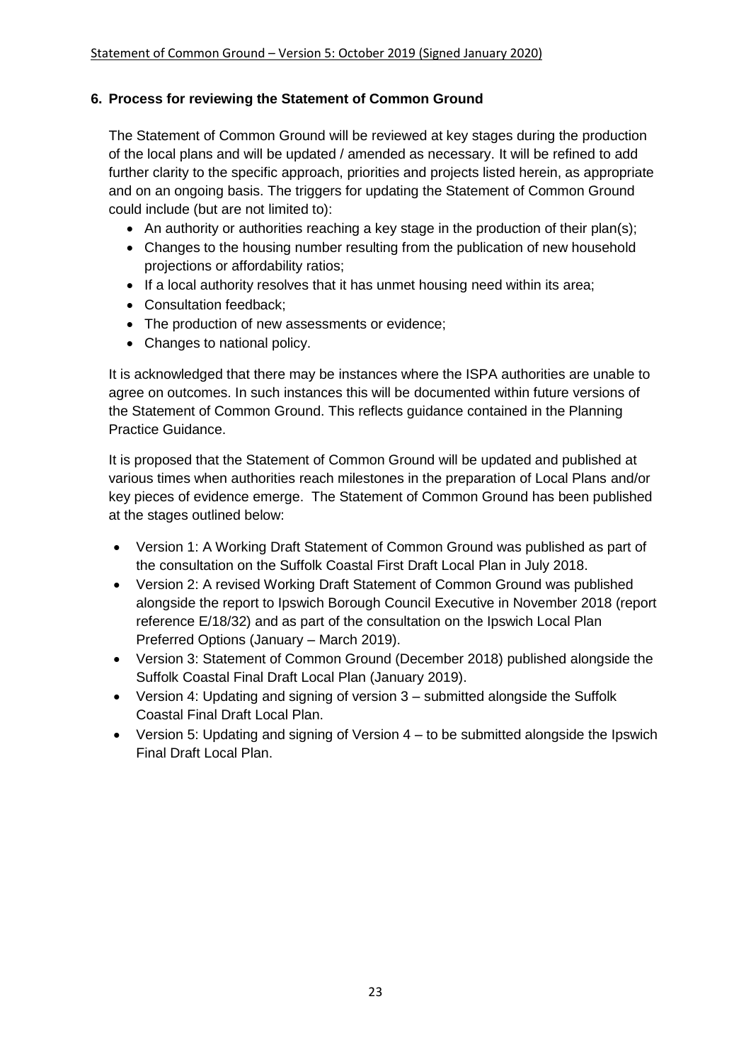## 6. Process for reviewing the Statement of Common Ground

The Statement of Common Ground will be reviewed at key stages during the production of the local plans and will be updated / amended as necessary. It will be refined to add further clarity to the specific approach, priorities and projects listed herein, as appropriate and on an ongoing basis. The triggers for updating the Statement of Common Ground could include (but are not limited to):

- An authority or authorities reaching a key stage in the production of their plan(s);
- Changes to the housing number resulting from the publication of new household projections or affordability ratios;
- If a local authority resolves that it has unmet housing need within its area;
- Consultation feedback;
- The production of new assessments or evidence;
- Changes to national policy.

It is acknowledged that there may be instances where the ISPA authorities are unable to agree on outcomes. In such instances this will be documented within future versions of the Statement of Common Ground. This reflects guidance contained in the Planning Practice Guidance.

It is proposed that the Statement of Common Ground will be updated and published at various times when authorities reach milestones in the preparation of Local Plans and/or key pieces of evidence emerge. The Statement of Common Ground has been published at the stages outlined below:

- Version 1: A Working Draft Statement of Common Ground was published as part of the consultation on the Suffolk Coastal First Draft Local Plan in July 2018.
- Version 2: A revised Working Draft Statement of Common Ground was published alongside the report to Ipswich Borough Council Executive in November 2018 (report reference E/18/32) and as part of the consultation on the Ipswich Local Plan Preferred Options (January – March 2019).
- Version 3: Statement of Common Ground (December 2018) published alongside the Suffolk Coastal Final Draft Local Plan (January 2019).
- Version 4: Updating and signing of version 3 – submitted alongside the Suffolk Coastal Final Draft Local Plan.
- Version 5: Updating and signing of Version 4 – to be submitted alongside the Ipswich Final Draft Local Plan.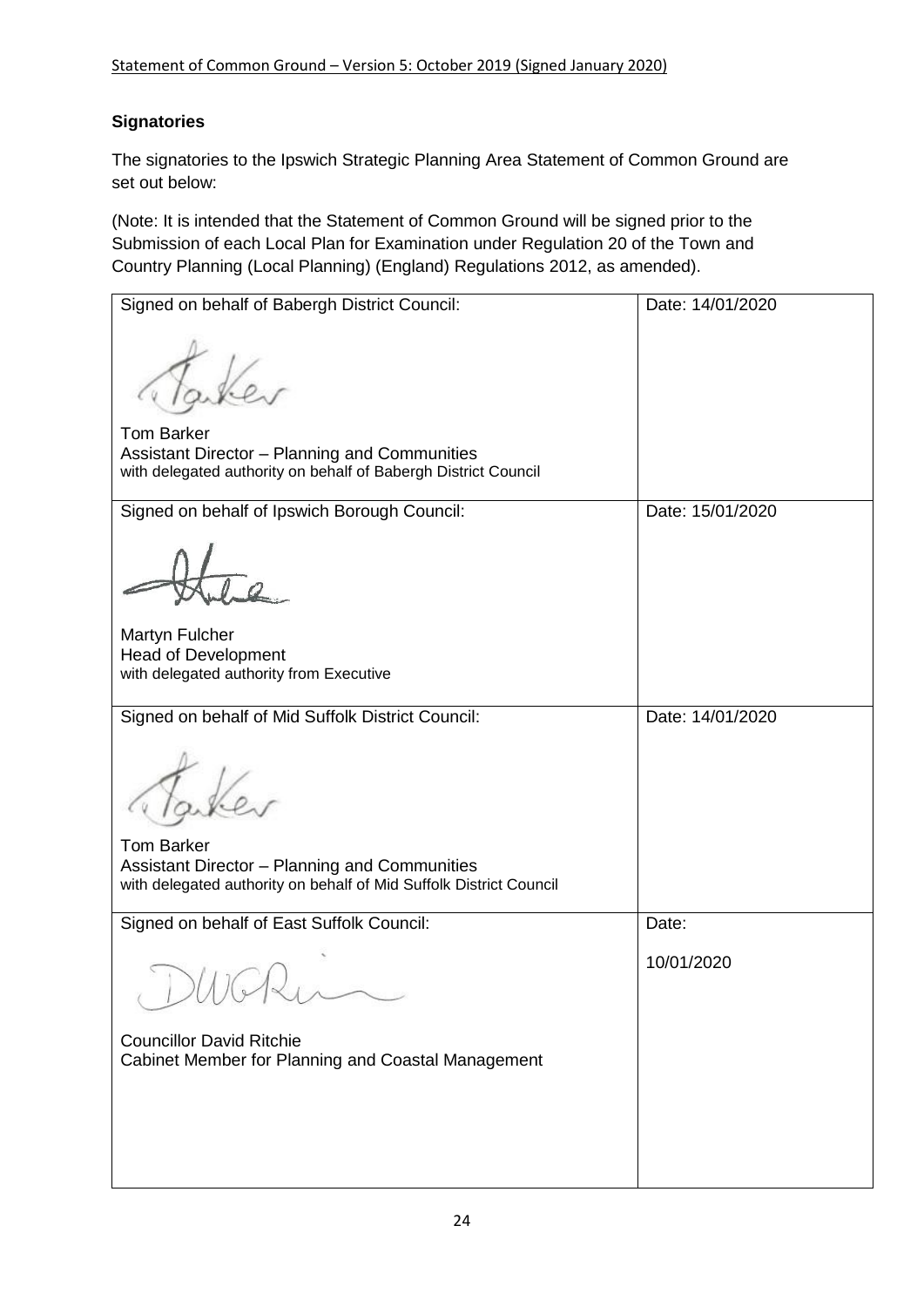**Signatories**

The signatories to the Ipswich Strategic Planning Area Statement of Common Ground are set out below:

(Note: It is intended that the Statement of Common Ground will be signed prior to the Submission of each Local Plan for Examination under Regulation 20 of the Town and Country Planning (Local Planning) (England) Regulations 2012, as amended).

| Signed on behalf of Babergh District Council:<br><br>Tom Barker<br>Assistant Director – Planning and Communities<br>with delegated authority on behalf of Babergh District Council | Date: 14/01/2020 |
|---|---|
| Signed on behalf of Ipswich Borough Council:<br><br>Martyn Fulcher<br>Head of Development<br>with delegated authority from Executive | Date: 15/01/2020 |
| Signed on behalf of Mid Suffolk District Council:<br><br>Tom Barker<br>Assistant Director – Planning and Communities<br>with delegated authority on behalf of Mid Suffolk District Council | Date: 14/01/2020 |
| Signed on behalf of East Suffolk Council:<br><br>Councillor David Ritchie<br>Cabinet Member for Planning and Coastal Management | Date:<br><br>10/01/2020 |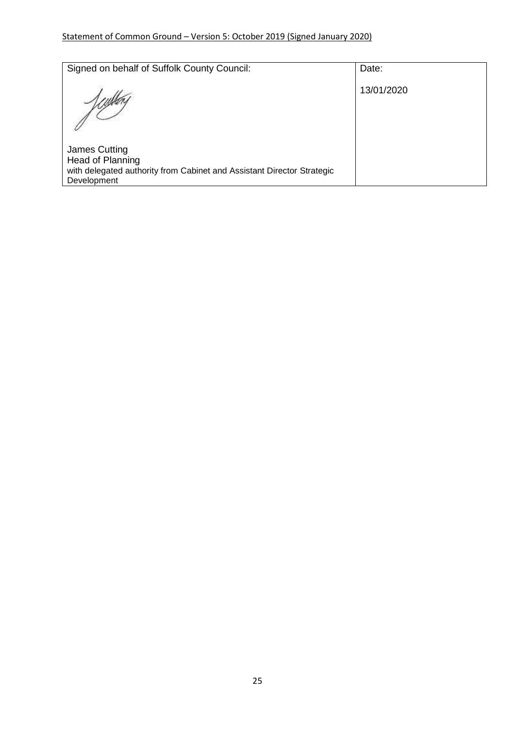| Signed on behalf of Suffolk County Council: | Date: |
| --- | --- |
| James Cutting<br>Head of Planning<br>with delegated authority from Cabinet and Assistant Director Strategic Development | 13/01/2020 |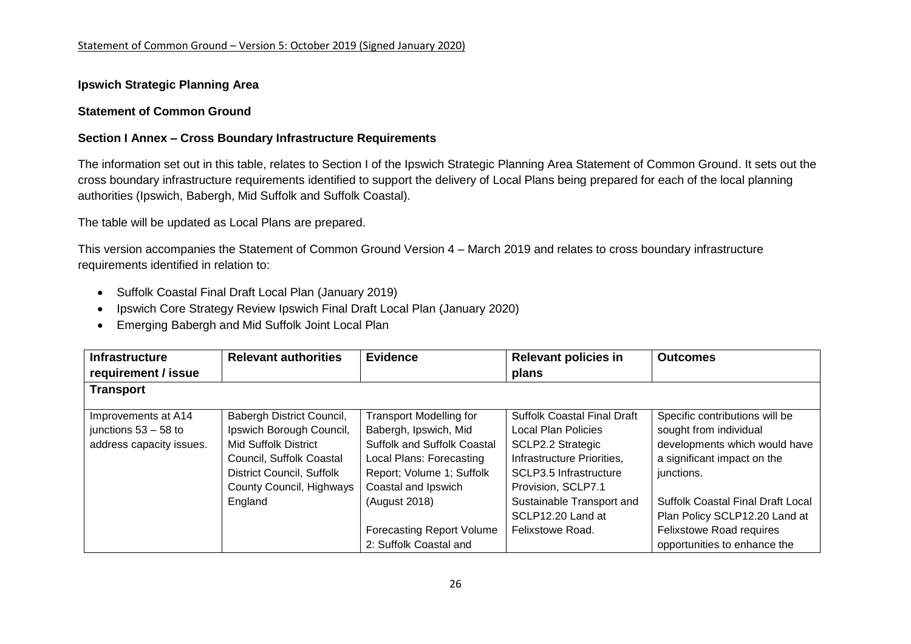**Ipswich Strategic Planning Area**

**Statement of Common Ground**

**Section I Annex – Cross Boundary Infrastructure Requirements**

The information set out in this table, relates to Section I of the Ipswich Strategic Planning Area Statement of Common Ground. It sets out the cross boundary infrastructure requirements identified to support the delivery of Local Plans being prepared for each of the local planning authorities (Ipswich, Babergh, Mid Suffolk and Suffolk Coastal).

The table will be updated as Local Plans are prepared.

This version accompanies the Statement of Common Ground Version 4 – March 2019 and relates to cross boundary infrastructure requirements identified in relation to:

- Suffolk Coastal Final Draft Local Plan (January 2019)
- Ipswich Core Strategy Review Ipswich Final Draft Local Plan (January 2020)
- Emerging Babergh and Mid Suffolk Joint Local Plan

| Infrastructure requirement / issue | Relevant authorities | Evidence | Relevant policies in plans | Outcomes |
|---|---|---|---|---|
| **Transport** | | | | |
| Improvements at A14 junctions 53 – 58 to address capacity issues. | Babergh District Council, Ipswich Borough Council, Mid Suffolk District Council, Suffolk Coastal District Council, Suffolk County Council, Highways England | Transport Modelling for Babergh, Ipswich, Mid Suffolk and Suffolk Coastal Local Plans: Forecasting Report; Volume 1; Suffolk Coastal and Ipswich (August 2018)<br><br>Forecasting Report Volume 2: Suffolk Coastal and | Suffolk Coastal Final Draft Local Plan Policies SCLP2.2 Strategic Infrastructure Priorities, SCLP3.5 Infrastructure Provision, SCLP7.1 Sustainable Transport and SCLP12.20 Land at Felixstowe Road. | Specific contributions will be sought from individual developments which would have a significant impact on the junctions.<br><br>Suffolk Coastal Final Draft Local Plan Policy SCLP12.20 Land at Felixstowe Road requires opportunities to enhance the |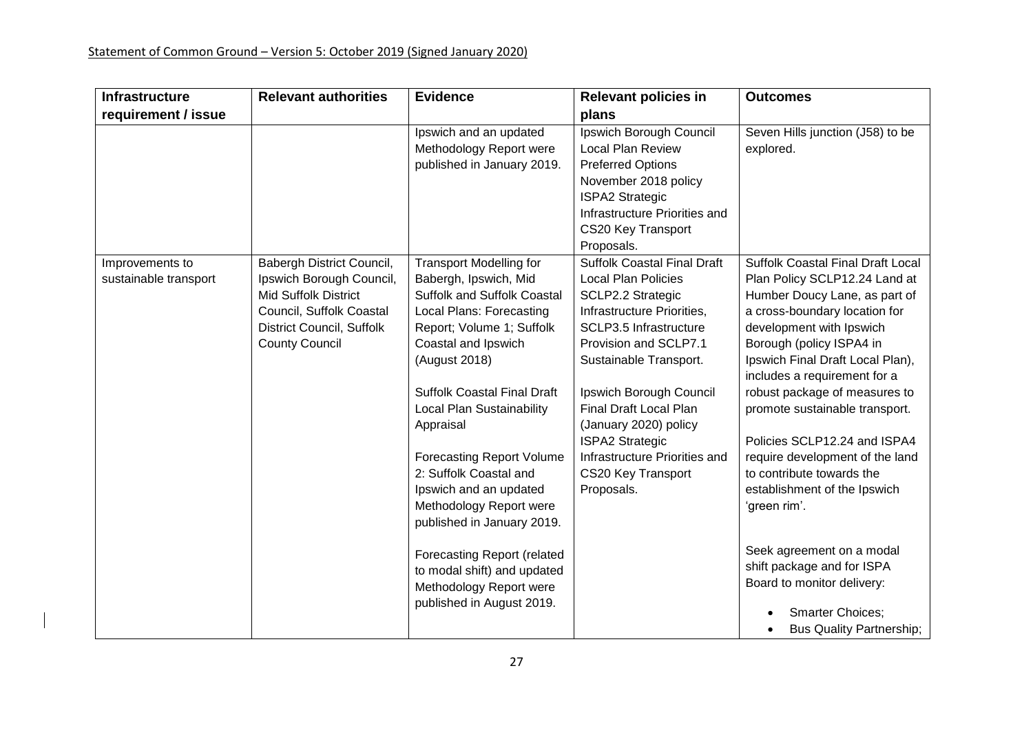| Infrastructure requirement / issue | Relevant authorities | Evidence | Relevant policies in plans | Outcomes |
|---|---|---|---|---|
| | | Ipswich and an updated Methodology Report were published in January 2019. | Ipswich Borough Council Local Plan Review Preferred Options November 2018 policy ISPA2 Strategic Infrastructure Priorities and CS20 Key Transport Proposals. | Seven Hills junction (J58) to be explored. |
| Improvements to sustainable transport | Babergh District Council, Ipswich Borough Council, Mid Suffolk District Council, Suffolk Coastal District Council, Suffolk County Council | Transport Modelling for Babergh, Ipswich, Mid Suffolk and Suffolk Coastal Local Plans: Forecasting Report; Volume 1; Suffolk Coastal and Ipswich (August 2018)<br><br>Suffolk Coastal Final Draft Local Plan Sustainability Appraisal<br><br>Forecasting Report Volume 2: Suffolk Coastal and Ipswich and an updated Methodology Report were published in January 2019.<br><br>Forecasting Report (related to modal shift) and updated Methodology Report were published in August 2019. | Suffolk Coastal Final Draft Local Plan Policies SCLP2.2 Strategic Infrastructure Priorities, SCLP3.5 Infrastructure Provision and SCLP7.1 Sustainable Transport.<br><br>Ipswich Borough Council Final Draft Local Plan (January 2020) policy ISPA2 Strategic Infrastructure Priorities and CS20 Key Transport Proposals. | Suffolk Coastal Final Draft Local Plan Policy SCLP12.24 Land at Humber Doucy Lane, as part of a cross-boundary location for development with Ipswich Borough (policy ISPA4 in Ipswich Final Draft Local Plan), includes a requirement for a robust package of measures to promote sustainable transport.<br><br>Policies SCLP12.24 and ISPA4 require development of the land to contribute towards the establishment of the Ipswich 'green rim'.<br><br>Seek agreement on a modal shift package and for ISPA Board to monitor delivery:<br>• Smarter Choices;<br>• Bus Quality Partnership; |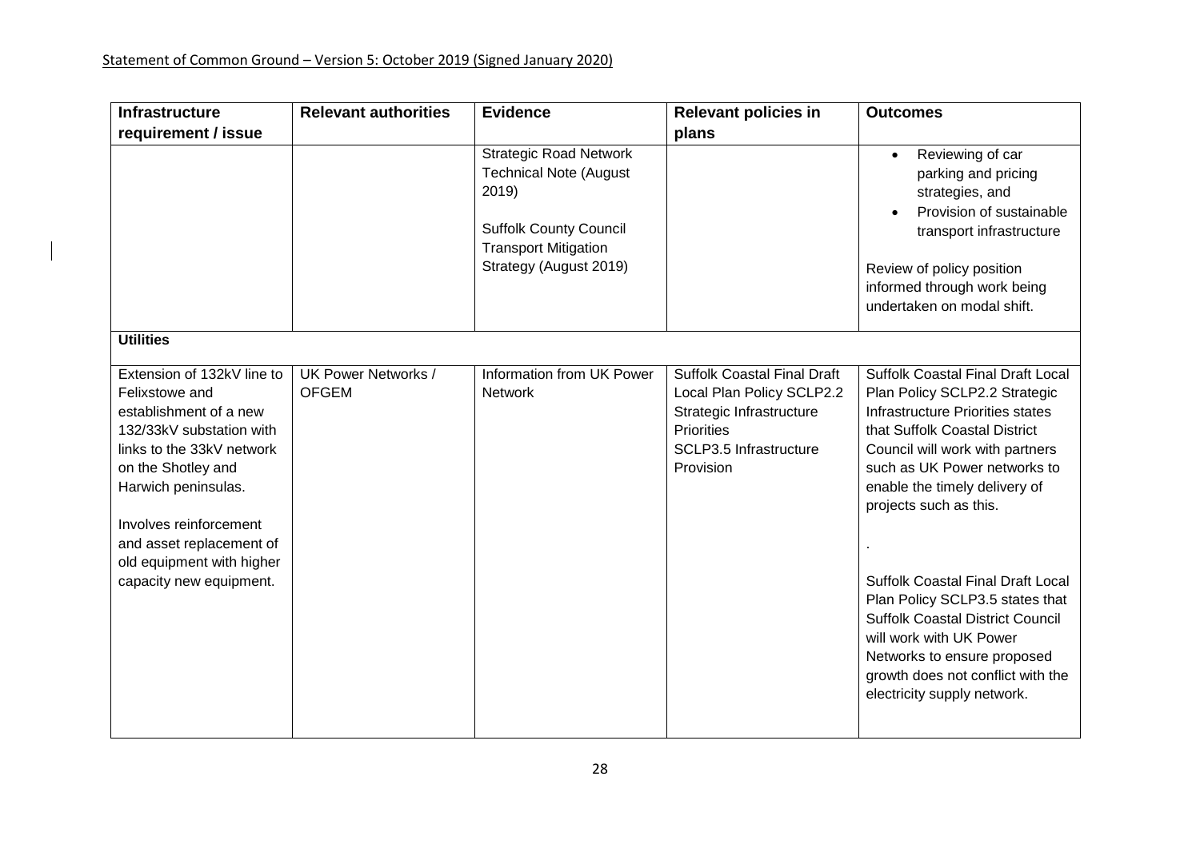Statement of Common Ground – Version 5: October 2019 (Signed January 2020)

| Infrastructure requirement / issue | Relevant authorities | Evidence | Relevant policies in plans | Outcomes |
|---|---|---|---|---|
| | | Strategic Road Network Technical Note (August 2019)<br><br>Suffolk County Council Transport Mitigation Strategy (August 2019) | | • Reviewing of car parking and pricing strategies, and<br>• Provision of sustainable transport infrastructure<br><br>Review of policy position informed through work being undertaken on modal shift. |
| **Utilities** | | | | |
| Extension of 132kV line to Felixstowe and establishment of a new 132/33kV substation with links to the 33kV network on the Shotley and Harwich peninsulas.<br><br>Involves reinforcement and asset replacement of old equipment with higher capacity new equipment. | UK Power Networks / OFGEM | Information from UK Power Network | Suffolk Coastal Final Draft Local Plan Policy SCLP2.2 Strategic Infrastructure Priorities<br>SCLP3.5 Infrastructure Provision | Suffolk Coastal Final Draft Local Plan Policy SCLP2.2 Strategic Infrastructure Priorities states that Suffolk Coastal District Council will work with partners such as UK Power networks to enable the timely delivery of projects such as this.<br><br>.<br><br>Suffolk Coastal Final Draft Local Plan Policy SCLP3.5 states that Suffolk Coastal District Council will work with UK Power Networks to ensure proposed growth does not conflict with the electricity supply network. |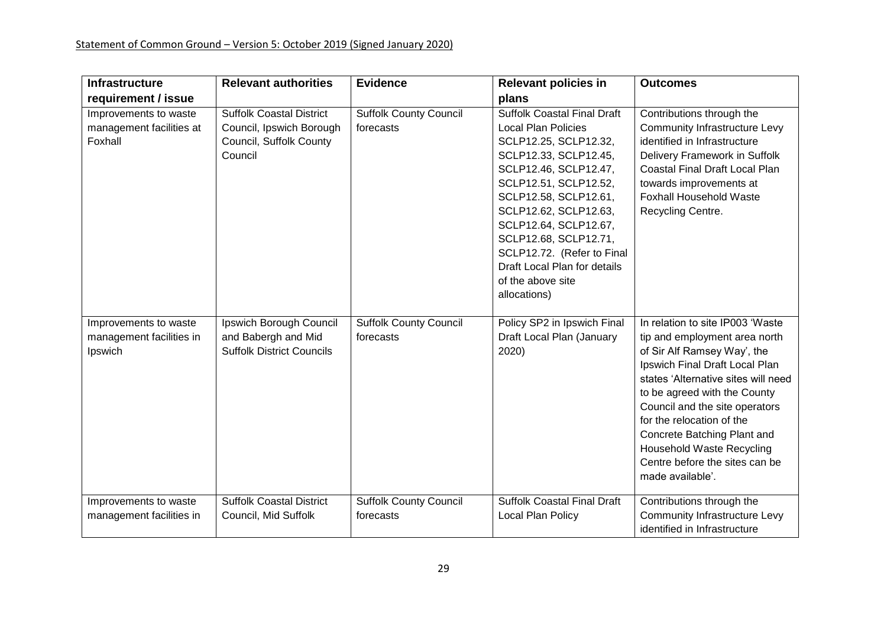| Infrastructure requirement / issue | Relevant authorities | Evidence | Relevant policies in plans | Outcomes |
|---|---|---|---|---|
| Improvements to waste management facilities at Foxhall | Suffolk Coastal District Council, Ipswich Borough Council, Suffolk County Council | Suffolk County Council forecasts | Suffolk Coastal Final Draft Local Plan Policies SCLP12.25, SCLP12.32, SCLP12.33, SCLP12.45, SCLP12.46, SCLP12.47, SCLP12.51, SCLP12.52, SCLP12.58, SCLP12.61, SCLP12.62, SCLP12.63, SCLP12.64, SCLP12.67, SCLP12.68, SCLP12.71, SCLP12.72. (Refer to Final Draft Local Plan for details of the above site allocations) | Contributions through the Community Infrastructure Levy identified in Infrastructure Delivery Framework in Suffolk Coastal Final Draft Local Plan towards improvements at Foxhall Household Waste Recycling Centre. |
| Improvements to waste management facilities in Ipswich | Ipswich Borough Council and Babergh and Mid Suffolk District Councils | Suffolk County Council forecasts | Policy SP2 in Ipswich Final Draft Local Plan (January 2020) | In relation to site IP003 'Waste tip and employment area north of Sir Alf Ramsey Way', the Ipswich Final Draft Local Plan states 'Alternative sites will need to be agreed with the County Council and the site operators for the relocation of the Concrete Batching Plant and Household Waste Recycling Centre before the sites can be made available'. |
| Improvements to waste management facilities in | Suffolk Coastal District Council, Mid Suffolk | Suffolk County Council forecasts | Suffolk Coastal Final Draft Local Plan Policy | Contributions through the Community Infrastructure Levy identified in Infrastructure |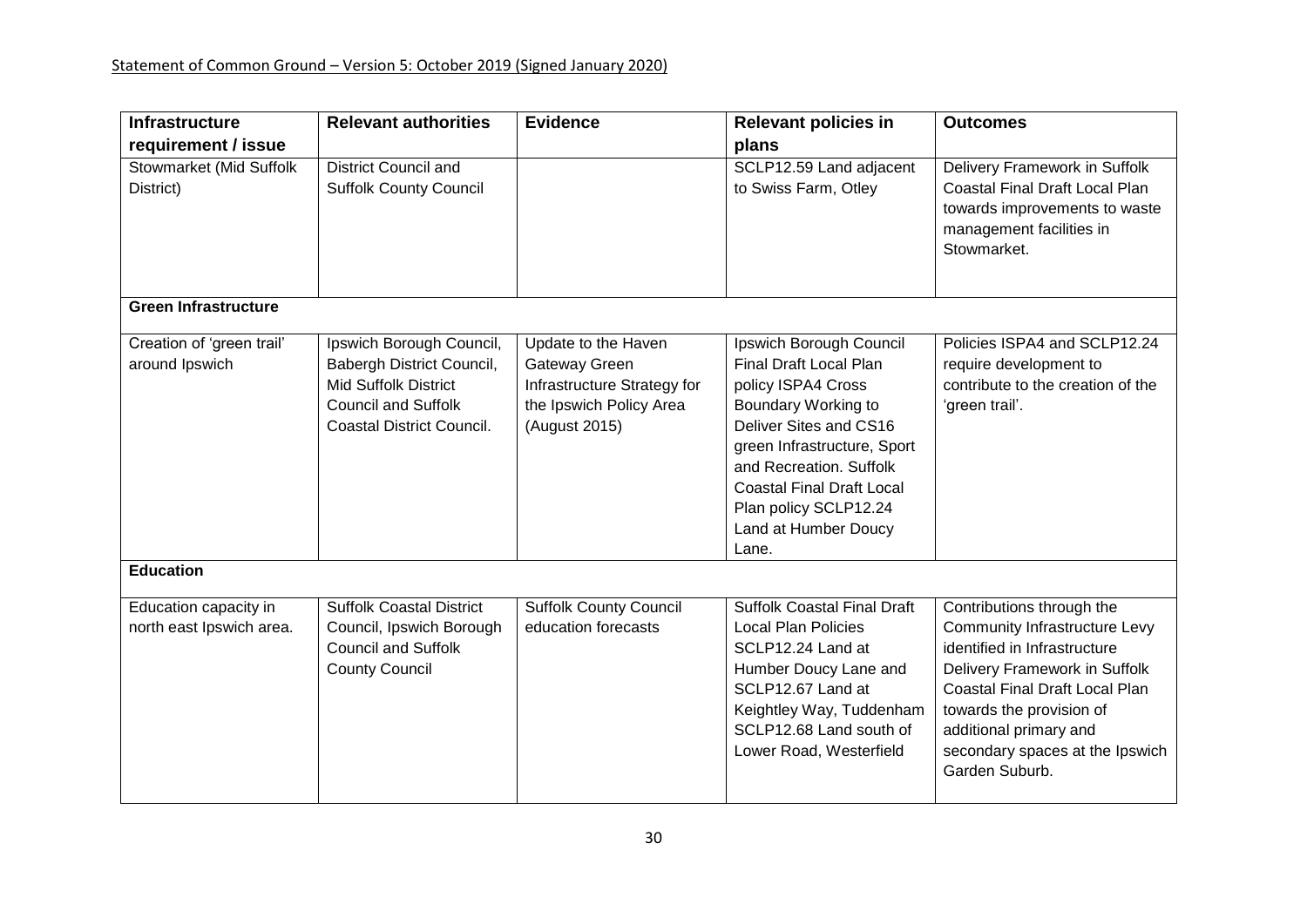| Infrastructure requirement / issue | Relevant authorities | Evidence | Relevant policies in plans | Outcomes |
|---|---|---|---|---|
| Stowmarket (Mid Suffolk District) | District Council and Suffolk County Council | | SCLP12.59 Land adjacent to Swiss Farm, Otley | Delivery Framework in Suffolk Coastal Final Draft Local Plan towards improvements to waste management facilities in Stowmarket. |
| **Green Infrastructure** | | | | |
| Creation of 'green trail' around Ipswich | Ipswich Borough Council, Babergh District Council, Mid Suffolk District Council and Suffolk Coastal District Council. | Update to the Haven Gateway Green Infrastructure Strategy for the Ipswich Policy Area (August 2015) | Ipswich Borough Council Final Draft Local Plan policy ISPA4 Cross Boundary Working to Deliver Sites and CS16 green Infrastructure, Sport and Recreation. Suffolk Coastal Final Draft Local Plan policy SCLP12.24 Land at Humber Doucy Lane. | Policies ISPA4 and SCLP12.24 require development to contribute to the creation of the 'green trail'. |
| **Education** | | | | |
| Education capacity in north east Ipswich area. | Suffolk Coastal District Council, Ipswich Borough Council and Suffolk County Council | Suffolk County Council education forecasts | Suffolk Coastal Final Draft Local Plan Policies SCLP12.24 Land at Humber Doucy Lane and SCLP12.67 Land at Keightley Way, Tuddenham SCLP12.68 Land south of Lower Road, Westerfield | Contributions through the Community Infrastructure Levy identified in Infrastructure Delivery Framework in Suffolk Coastal Final Draft Local Plan towards the provision of additional primary and secondary spaces at the Ipswich Garden Suburb. |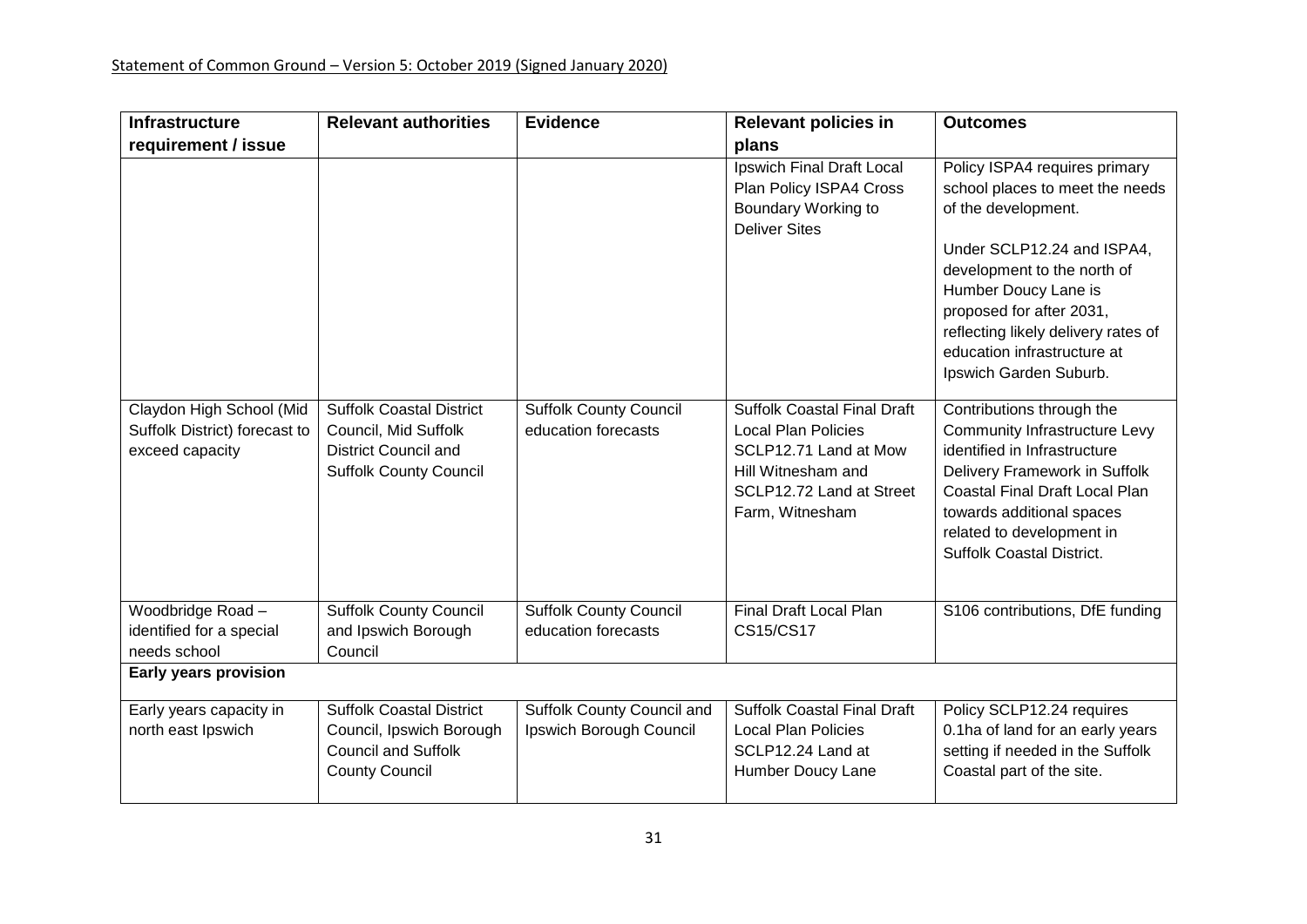| Infrastructure requirement / issue | Relevant authorities | Evidence | Relevant policies in plans | Outcomes |
|---|---|---|---|---|
| | | | Ipswich Final Draft Local Plan Policy ISPA4 Cross Boundary Working to Deliver Sites | Policy ISPA4 requires primary school places to meet the needs of the development.<br><br>Under SCLP12.24 and ISPA4, development to the north of Humber Doucy Lane is proposed for after 2031, reflecting likely delivery rates of education infrastructure at Ipswich Garden Suburb. |
| Claydon High School (Mid Suffolk District) forecast to exceed capacity | Suffolk Coastal District Council, Mid Suffolk District Council and Suffolk County Council | Suffolk County Council education forecasts | Suffolk Coastal Final Draft Local Plan Policies SCLP12.71 Land at Mow Hill Witnesham and SCLP12.72 Land at Street Farm, Witnesham | Contributions through the Community Infrastructure Levy identified in Infrastructure Delivery Framework in Suffolk Coastal Final Draft Local Plan towards additional spaces related to development in Suffolk Coastal District. |
| Woodbridge Road – identified for a special needs school | Suffolk County Council and Ipswich Borough Council | Suffolk County Council education forecasts | Final Draft Local Plan CS15/CS17 | S106 contributions, DfE funding |
| **Early years provision** | | | | |
| Early years capacity in north east Ipswich | Suffolk Coastal District Council, Ipswich Borough Council and Suffolk County Council | Suffolk County Council and Ipswich Borough Council | Suffolk Coastal Final Draft Local Plan Policies SCLP12.24 Land at Humber Doucy Lane | Policy SCLP12.24 requires 0.1ha of land for an early years setting if needed in the Suffolk Coastal part of the site. |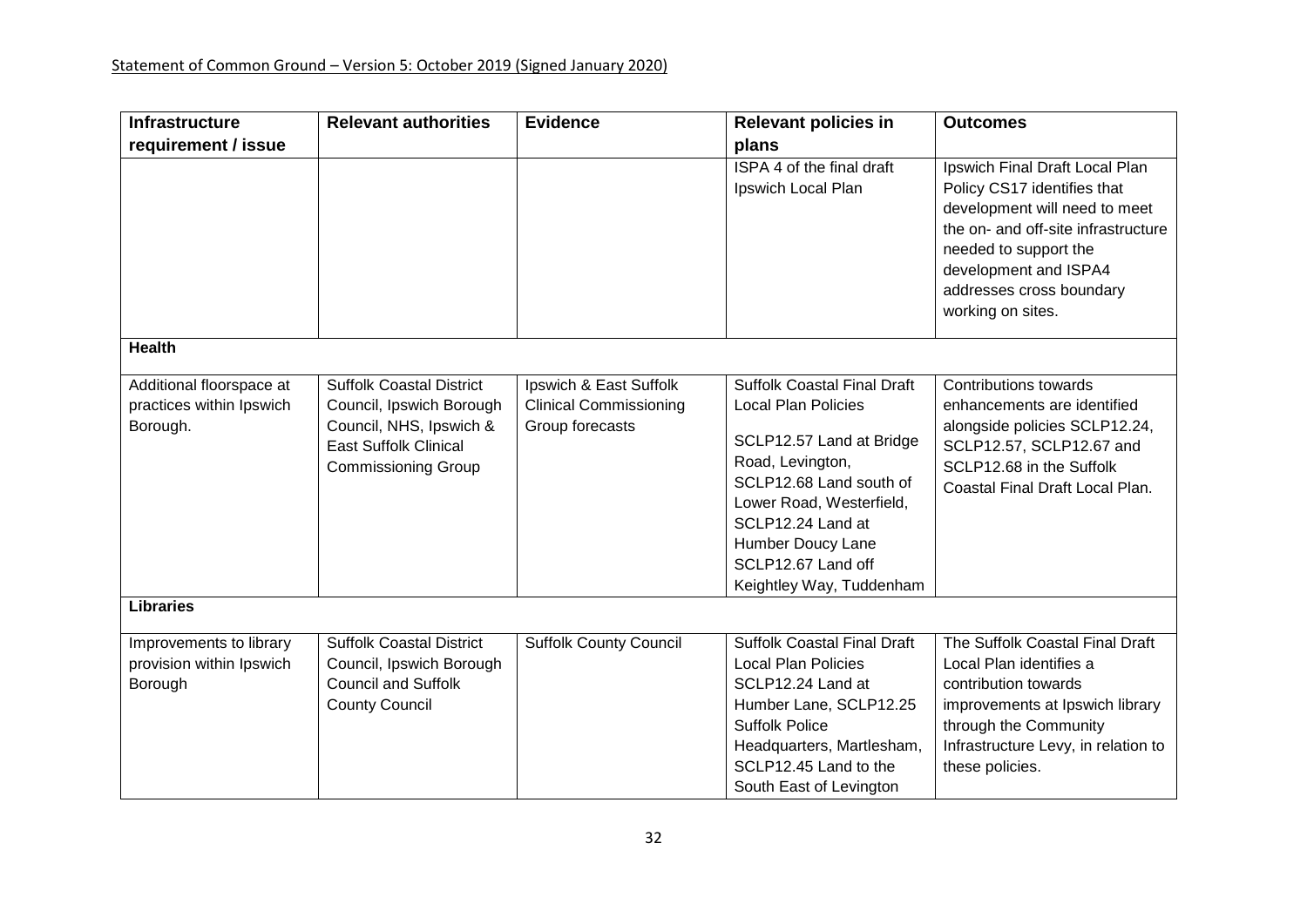| Infrastructure requirement / issue | Relevant authorities | Evidence | Relevant policies in plans | Outcomes |
|---|---|---|---|---|
| | | | ISPA 4 of the final draft Ipswich Local Plan | Ipswich Final Draft Local Plan Policy CS17 identifies that development will need to meet the on- and off-site infrastructure needed to support the development and ISPA4 addresses cross boundary working on sites. |
| **Health** | | | | |
| Additional floorspace at practices within Ipswich Borough. | Suffolk Coastal District Council, Ipswich Borough Council, NHS, Ipswich & East Suffolk Clinical Commissioning Group | Ipswich & East Suffolk Clinical Commissioning Group forecasts | Suffolk Coastal Final Draft Local Plan Policies<br><br>SCLP12.57 Land at Bridge Road, Levington, SCLP12.68 Land south of Lower Road, Westerfield, SCLP12.24 Land at Humber Doucy Lane SCLP12.67 Land off Keightley Way, Tuddenham | Contributions towards enhancements are identified alongside policies SCLP12.24, SCLP12.57, SCLP12.67 and SCLP12.68 in the Suffolk Coastal Final Draft Local Plan. |
| **Libraries** | | | | |
| Improvements to library provision within Ipswich Borough | Suffolk Coastal District Council, Ipswich Borough Council and Suffolk County Council | Suffolk County Council | Suffolk Coastal Final Draft Local Plan Policies SCLP12.24 Land at Humber Lane, SCLP12.25 Suffolk Police Headquarters, Martlesham, SCLP12.45 Land to the South East of Levington | The Suffolk Coastal Final Draft Local Plan identifies a contribution towards improvements at Ipswich library through the Community Infrastructure Levy, in relation to these policies. |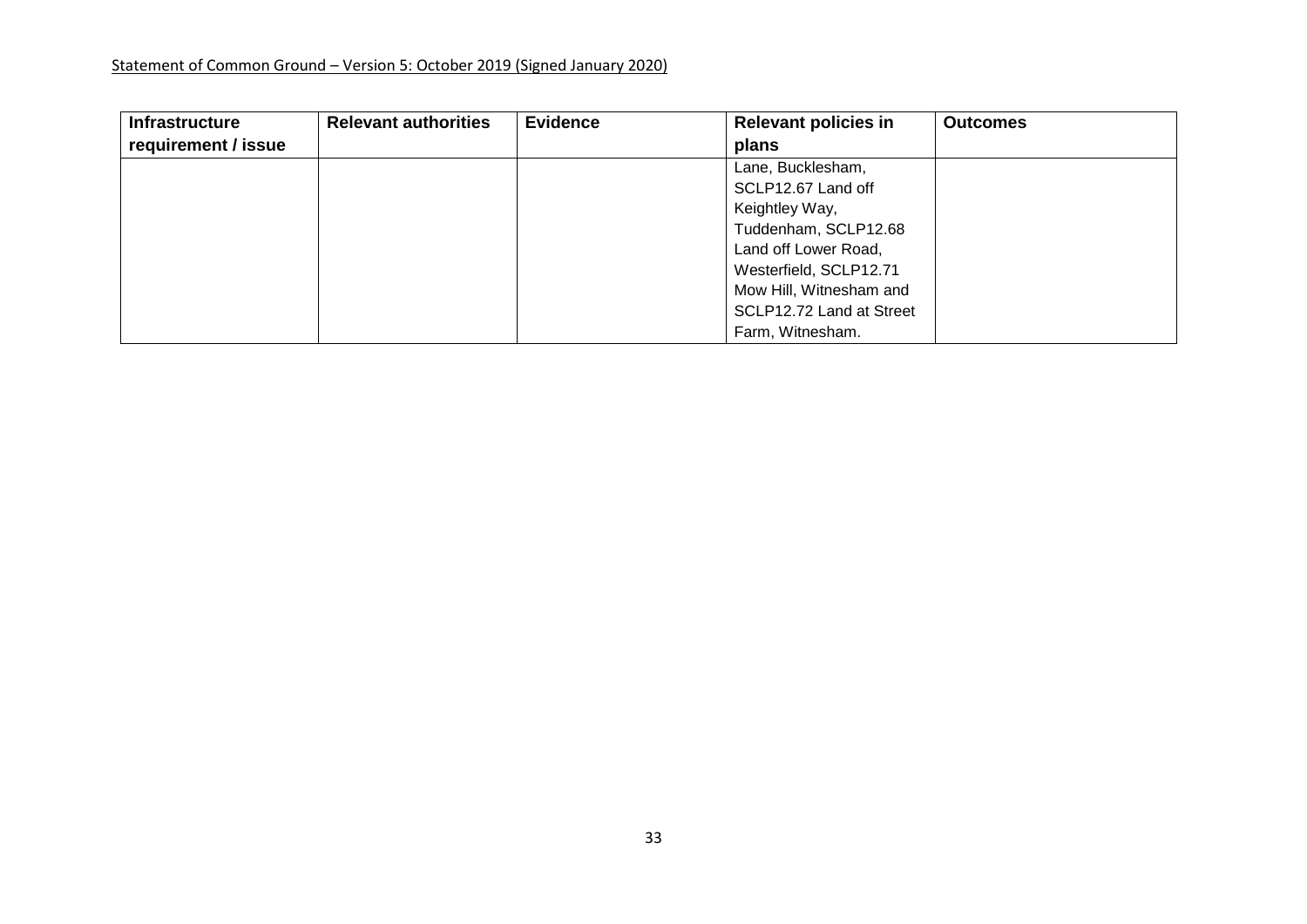| Infrastructure requirement / issue | Relevant authorities | Evidence | Relevant policies in plans | Outcomes |
|---|---|---|---|---|
| | | | Lane, Bucklesham, SCLP12.67 Land off Keightley Way, Tuddenham, SCLP12.68 Land off Lower Road, Westerfield, SCLP12.71 Mow Hill, Witnesham and SCLP12.72 Land at Street Farm, Witnesham. | |